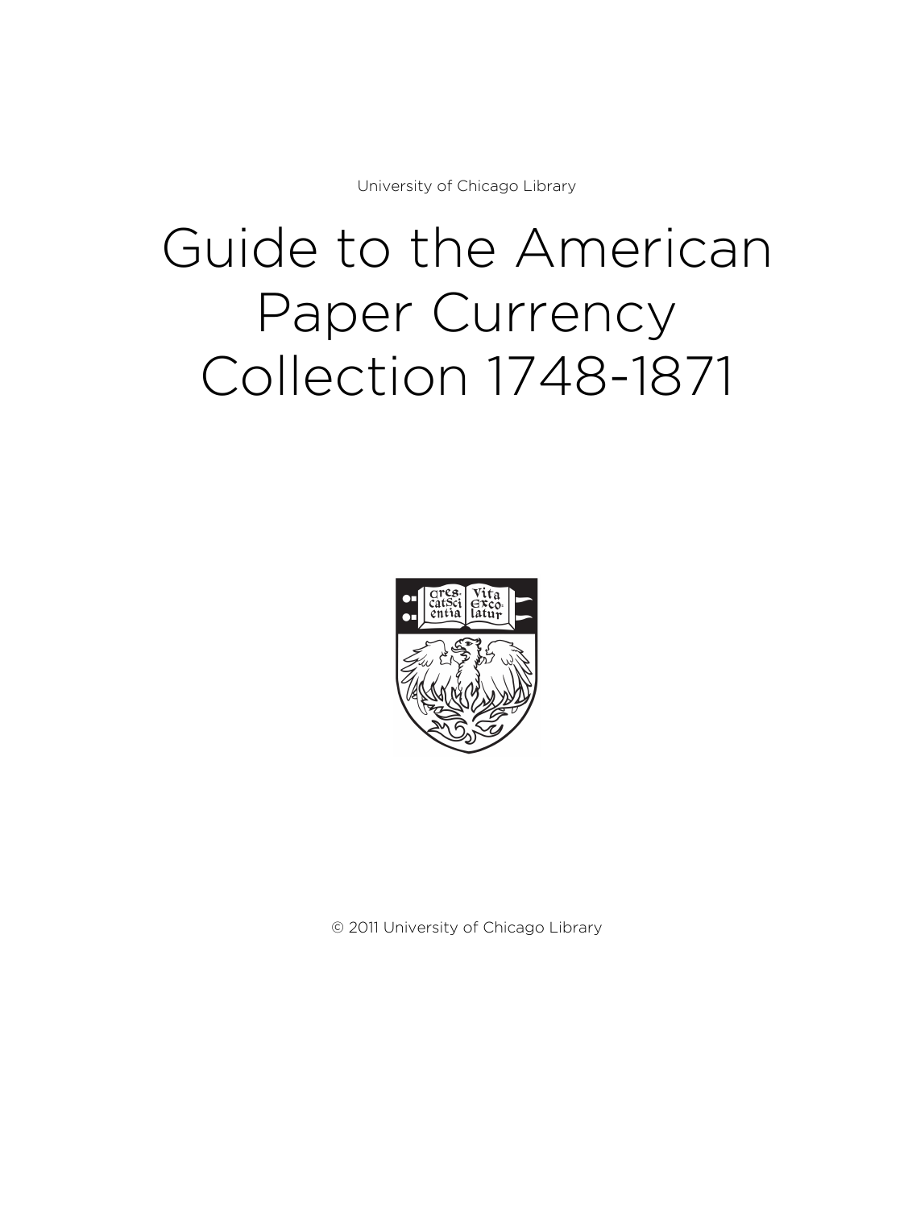University of Chicago Library

# Guide to the American Paper Currency Collection 1748-1871

© 2011 University of Chicago Library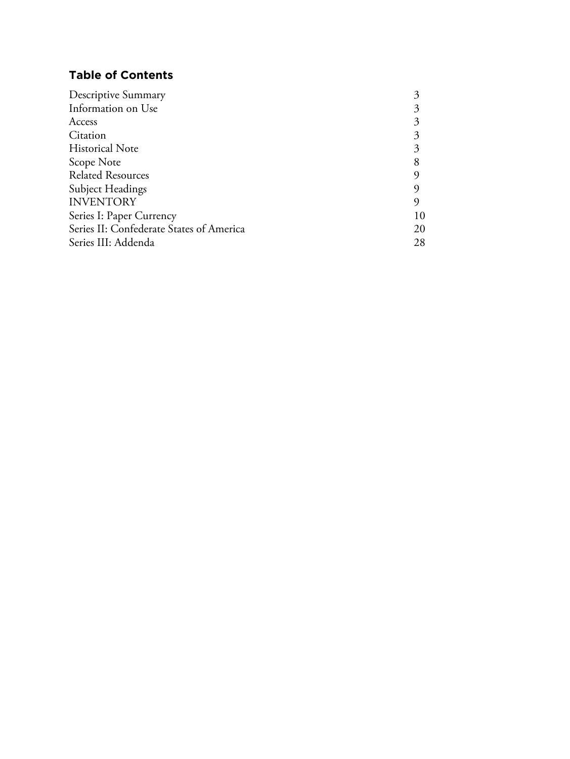## Table of Contents

| | |
|---|---|
| Descriptive Summary | 3 |
| Information on Use | 3 |
| Access | 3 |
| Citation | 3 |
| Historical Note | 3 |
| Scope Note | 8 |
| Related Resources | 9 |
| Subject Headings | 9 |
| INVENTORY | 9 |
| Series I: Paper Currency | 10 |
| Series II: Confederate States of America | 20 |
| Series III: Addenda | 28 |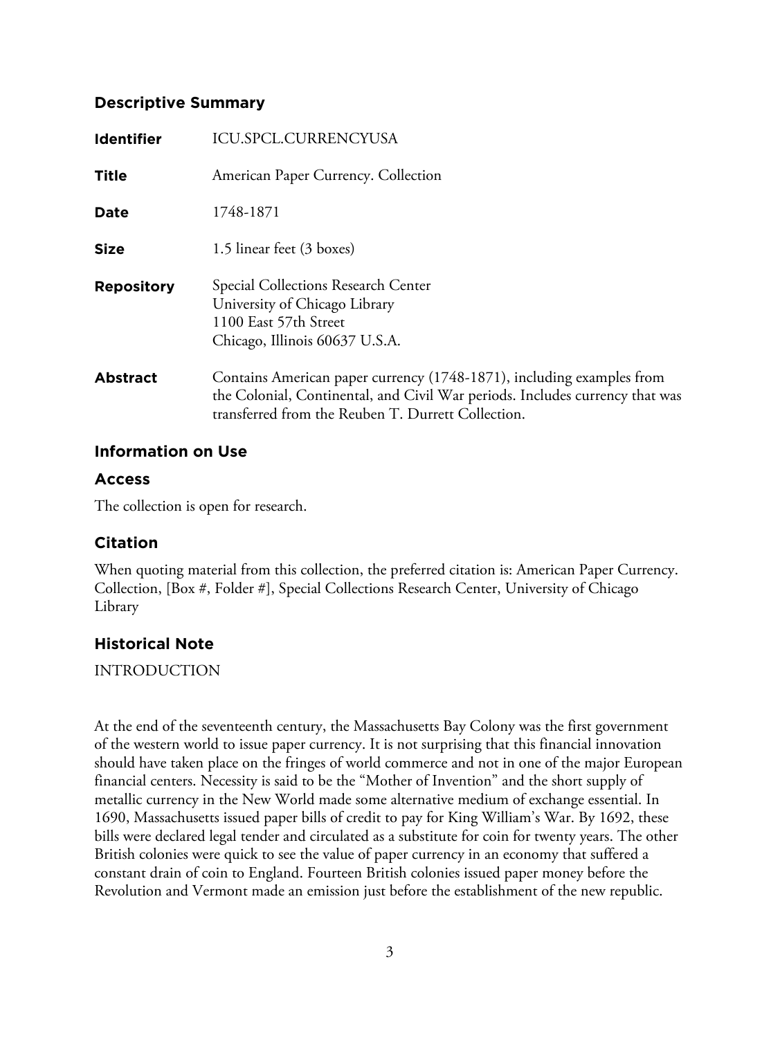## Descriptive Summary

| | |
|---|---|
| **Identifier** | ICU.SPCL.CURRENCYUSA |
| **Title** | American Paper Currency. Collection |
| **Date** | 1748-1871 |
| **Size** | 1.5 linear feet (3 boxes) |
| **Repository** | Special Collections Research Center<br>University of Chicago Library<br>1100 East 57th Street<br>Chicago, Illinois 60637 U.S.A. |
| **Abstract** | Contains American paper currency (1748-1871), including examples from the Colonial, Continental, and Civil War periods. Includes currency that was transferred from the Reuben T. Durrett Collection. |

## Information on Use

### Access

The collection is open for research.

### Citation

When quoting material from this collection, the preferred citation is: American Paper Currency. Collection, [Box #, Folder #], Special Collections Research Center, University of Chicago Library

## Historical Note

INTRODUCTION

At the end of the seventeenth century, the Massachusetts Bay Colony was the first government of the western world to issue paper currency. It is not surprising that this financial innovation should have taken place on the fringes of world commerce and not in one of the major European financial centers. Necessity is said to be the "Mother of Invention" and the short supply of metallic currency in the New World made some alternative medium of exchange essential. In 1690, Massachusetts issued paper bills of credit to pay for King William's War. By 1692, these bills were declared legal tender and circulated as a substitute for coin for twenty years. The other British colonies were quick to see the value of paper currency in an economy that suffered a constant drain of coin to England. Fourteen British colonies issued paper money before the Revolution and Vermont made an emission just before the establishment of the new republic.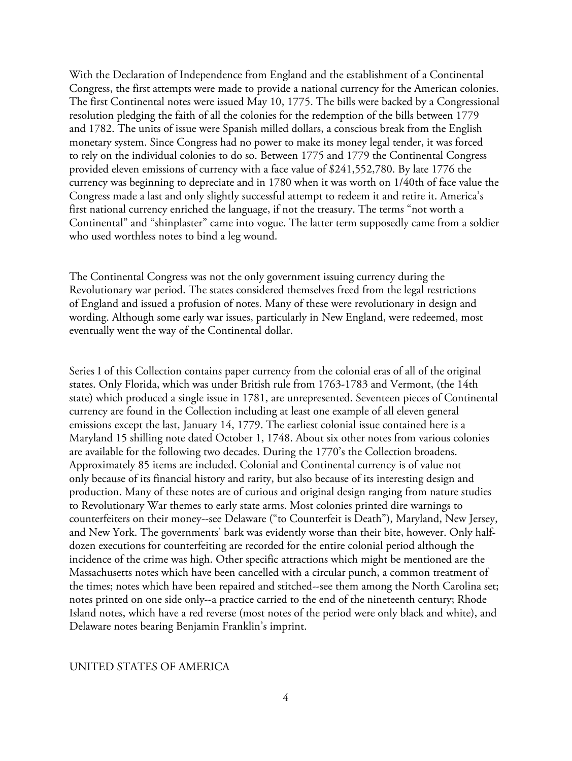With the Declaration of Independence from England and the establishment of a Continental Congress, the first attempts were made to provide a national currency for the American colonies. The first Continental notes were issued May 10, 1775. The bills were backed by a Congressional resolution pledging the faith of all the colonies for the redemption of the bills between 1779 and 1782. The units of issue were Spanish milled dollars, a conscious break from the English monetary system. Since Congress had no power to make its money legal tender, it was forced to rely on the individual colonies to do so. Between 1775 and 1779 the Continental Congress provided eleven emissions of currency with a face value of $241,552,780. By late 1776 the currency was beginning to depreciate and in 1780 when it was worth on 1/40th of face value the Congress made a last and only slightly successful attempt to redeem it and retire it. America's first national currency enriched the language, if not the treasury. The terms "not worth a Continental" and "shinplaster" came into vogue. The latter term supposedly came from a soldier who used worthless notes to bind a leg wound.

The Continental Congress was not the only government issuing currency during the Revolutionary war period. The states considered themselves freed from the legal restrictions of England and issued a profusion of notes. Many of these were revolutionary in design and wording. Although some early war issues, particularly in New England, were redeemed, most eventually went the way of the Continental dollar.

Series I of this Collection contains paper currency from the colonial eras of all of the original states. Only Florida, which was under British rule from 1763-1783 and Vermont, (the 14th state) which produced a single issue in 1781, are unrepresented. Seventeen pieces of Continental currency are found in the Collection including at least one example of all eleven general emissions except the last, January 14, 1779. The earliest colonial issue contained here is a Maryland 15 shilling note dated October 1, 1748. About six other notes from various colonies are available for the following two decades. During the 1770's the Collection broadens. Approximately 85 items are included. Colonial and Continental currency is of value not only because of its financial history and rarity, but also because of its interesting design and production. Many of these notes are of curious and original design ranging from nature studies to Revolutionary War themes to early state arms. Most colonies printed dire warnings to counterfeiters on their money--see Delaware ("to Counterfeit is Death"), Maryland, New Jersey, and New York. The governments' bark was evidently worse than their bite, however. Only half-dozen executions for counterfeiting are recorded for the entire colonial period although the incidence of the crime was high. Other specific attractions which might be mentioned are the Massachusetts notes which have been cancelled with a circular punch, a common treatment of the times; notes which have been repaired and stitched--see them among the North Carolina set; notes printed on one side only--a practice carried to the end of the nineteenth century; Rhode Island notes, which have a red reverse (most notes of the period were only black and white), and Delaware notes bearing Benjamin Franklin's imprint.

UNITED STATES OF AMERICA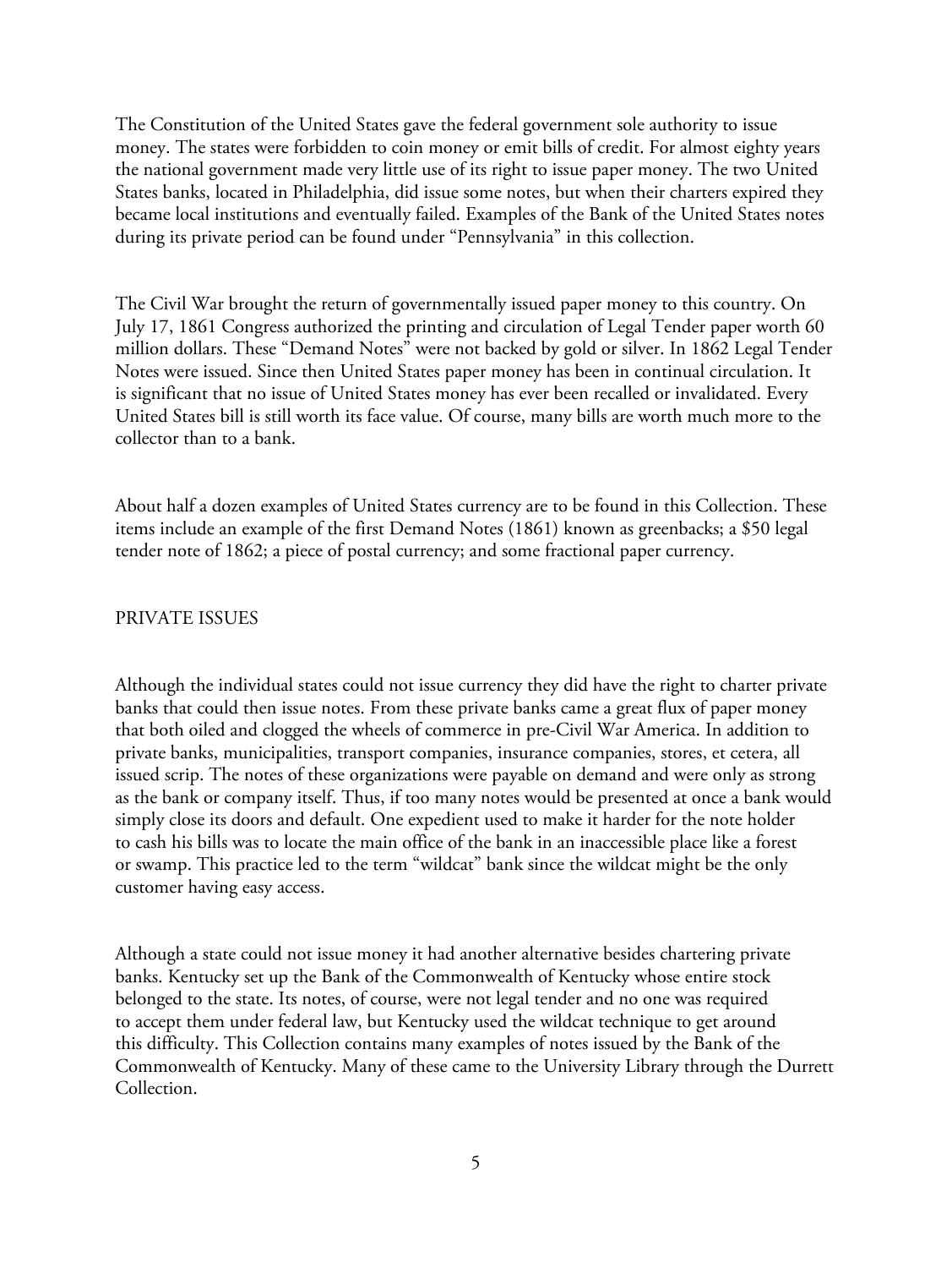The Constitution of the United States gave the federal government sole authority to issue money. The states were forbidden to coin money or emit bills of credit. For almost eighty years the national government made very little use of its right to issue paper money. The two United States banks, located in Philadelphia, did issue some notes, but when their charters expired they became local institutions and eventually failed. Examples of the Bank of the United States notes during its private period can be found under "Pennsylvania" in this collection.

The Civil War brought the return of governmentally issued paper money to this country. On July 17, 1861 Congress authorized the printing and circulation of Legal Tender paper worth 60 million dollars. These "Demand Notes" were not backed by gold or silver. In 1862 Legal Tender Notes were issued. Since then United States paper money has been in continual circulation. It is significant that no issue of United States money has ever been recalled or invalidated. Every United States bill is still worth its face value. Of course, many bills are worth much more to the collector than to a bank.

About half a dozen examples of United States currency are to be found in this Collection. These items include an example of the first Demand Notes (1861) known as greenbacks; a $50 legal tender note of 1862; a piece of postal currency; and some fractional paper currency.

## PRIVATE ISSUES

Although the individual states could not issue currency they did have the right to charter private banks that could then issue notes. From these private banks came a great flux of paper money that both oiled and clogged the wheels of commerce in pre-Civil War America. In addition to private banks, municipalities, transport companies, insurance companies, stores, et cetera, all issued scrip. The notes of these organizations were payable on demand and were only as strong as the bank or company itself. Thus, if too many notes would be presented at once a bank would simply close its doors and default. One expedient used to make it harder for the note holder to cash his bills was to locate the main office of the bank in an inaccessible place like a forest or swamp. This practice led to the term "wildcat" bank since the wildcat might be the only customer having easy access.

Although a state could not issue money it had another alternative besides chartering private banks. Kentucky set up the Bank of the Commonwealth of Kentucky whose entire stock belonged to the state. Its notes, of course, were not legal tender and no one was required to accept them under federal law, but Kentucky used the wildcat technique to get around this difficulty. This Collection contains many examples of notes issued by the Bank of the Commonwealth of Kentucky. Many of these came to the University Library through the Durrett Collection.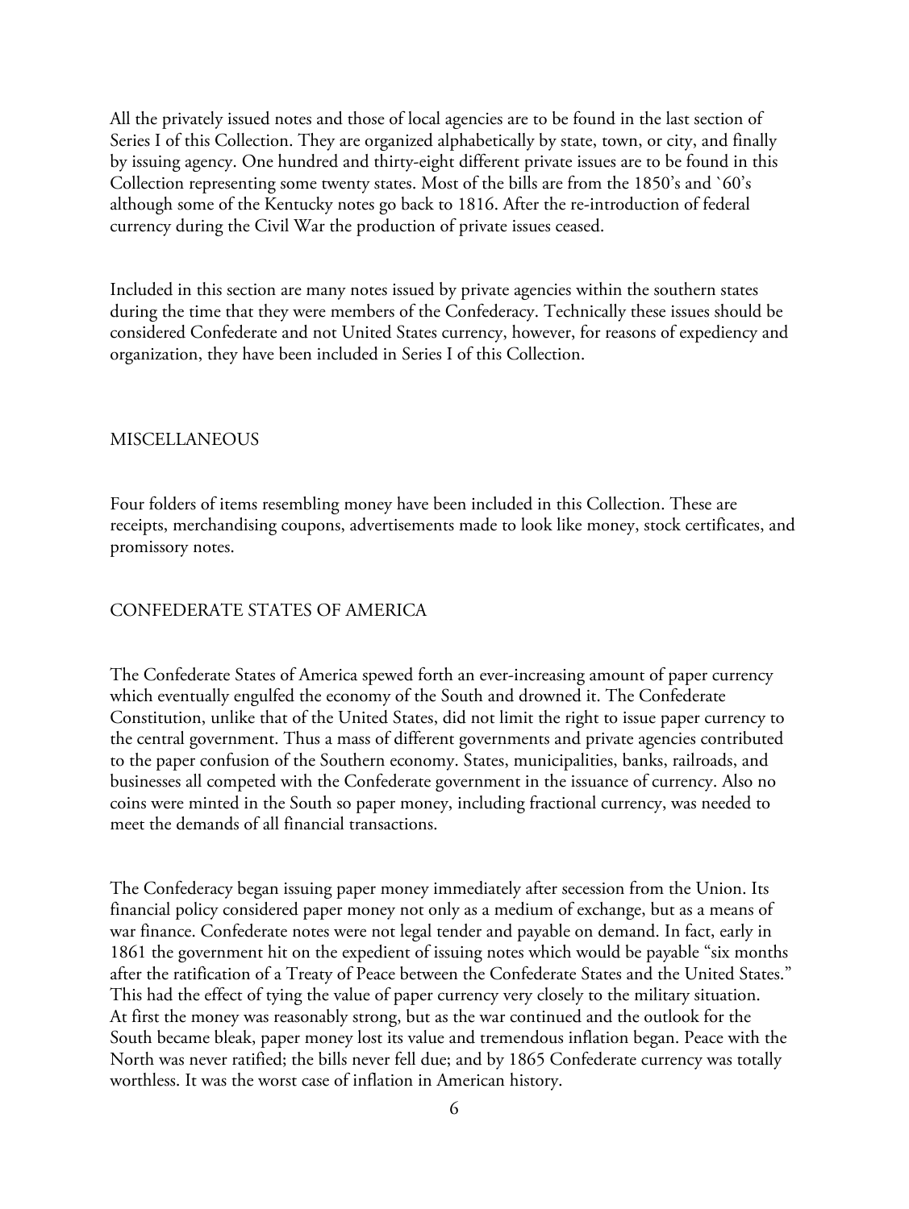All the privately issued notes and those of local agencies are to be found in the last section of Series I of this Collection. They are organized alphabetically by state, town, or city, and finally by issuing agency. One hundred and thirty-eight different private issues are to be found in this Collection representing some twenty states. Most of the bills are from the 1850's and `60's although some of the Kentucky notes go back to 1816. After the re-introduction of federal currency during the Civil War the production of private issues ceased.

Included in this section are many notes issued by private agencies within the southern states during the time that they were members of the Confederacy. Technically these issues should be considered Confederate and not United States currency, however, for reasons of expediency and organization, they have been included in Series I of this Collection.

## MISCELLANEOUS

Four folders of items resembling money have been included in this Collection. These are receipts, merchandising coupons, advertisements made to look like money, stock certificates, and promissory notes.

## CONFEDERATE STATES OF AMERICA

The Confederate States of America spewed forth an ever-increasing amount of paper currency which eventually engulfed the economy of the South and drowned it. The Confederate Constitution, unlike that of the United States, did not limit the right to issue paper currency to the central government. Thus a mass of different governments and private agencies contributed to the paper confusion of the Southern economy. States, municipalities, banks, railroads, and businesses all competed with the Confederate government in the issuance of currency. Also no coins were minted in the South so paper money, including fractional currency, was needed to meet the demands of all financial transactions.

The Confederacy began issuing paper money immediately after secession from the Union. Its financial policy considered paper money not only as a medium of exchange, but as a means of war finance. Confederate notes were not legal tender and payable on demand. In fact, early in 1861 the government hit on the expedient of issuing notes which would be payable "six months after the ratification of a Treaty of Peace between the Confederate States and the United States." This had the effect of tying the value of paper currency very closely to the military situation. At first the money was reasonably strong, but as the war continued and the outlook for the South became bleak, paper money lost its value and tremendous inflation began. Peace with the North was never ratified; the bills never fell due; and by 1865 Confederate currency was totally worthless. It was the worst case of inflation in American history.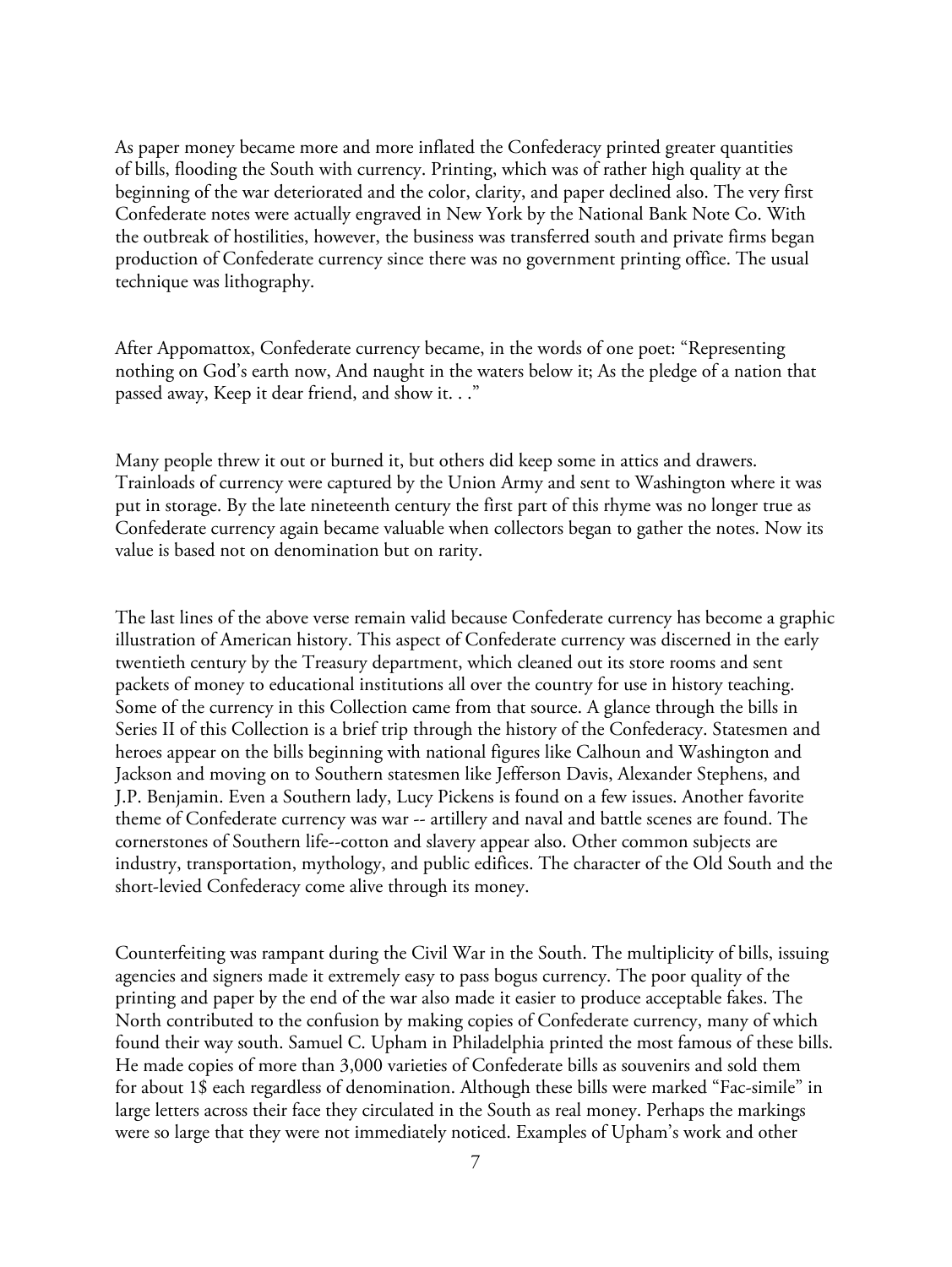As paper money became more and more inflated the Confederacy printed greater quantities of bills, flooding the South with currency. Printing, which was of rather high quality at the beginning of the war deteriorated and the color, clarity, and paper declined also. The very first Confederate notes were actually engraved in New York by the National Bank Note Co. With the outbreak of hostilities, however, the business was transferred south and private firms began production of Confederate currency since there was no government printing office. The usual technique was lithography.

After Appomattox, Confederate currency became, in the words of one poet: "Representing nothing on God's earth now, And naught in the waters below it; As the pledge of a nation that passed away, Keep it dear friend, and show it. . ."

Many people threw it out or burned it, but others did keep some in attics and drawers. Trainloads of currency were captured by the Union Army and sent to Washington where it was put in storage. By the late nineteenth century the first part of this rhyme was no longer true as Confederate currency again became valuable when collectors began to gather the notes. Now its value is based not on denomination but on rarity.

The last lines of the above verse remain valid because Confederate currency has become a graphic illustration of American history. This aspect of Confederate currency was discerned in the early twentieth century by the Treasury department, which cleaned out its store rooms and sent packets of money to educational institutions all over the country for use in history teaching. Some of the currency in this Collection came from that source. A glance through the bills in Series II of this Collection is a brief trip through the history of the Confederacy. Statesmen and heroes appear on the bills beginning with national figures like Calhoun and Washington and Jackson and moving on to Southern statesmen like Jefferson Davis, Alexander Stephens, and J.P. Benjamin. Even a Southern lady, Lucy Pickens is found on a few issues. Another favorite theme of Confederate currency was war -- artillery and naval and battle scenes are found. The cornerstones of Southern life--cotton and slavery appear also. Other common subjects are industry, transportation, mythology, and public edifices. The character of the Old South and the short-levied Confederacy come alive through its money.

Counterfeiting was rampant during the Civil War in the South. The multiplicity of bills, issuing agencies and signers made it extremely easy to pass bogus currency. The poor quality of the printing and paper by the end of the war also made it easier to produce acceptable fakes. The North contributed to the confusion by making copies of Confederate currency, many of which found their way south. Samuel C. Upham in Philadelphia printed the most famous of these bills. He made copies of more than 3,000 varieties of Confederate bills as souvenirs and sold them for about 1$ each regardless of denomination. Although these bills were marked "Fac-simile" in large letters across their face they circulated in the South as real money. Perhaps the markings were so large that they were not immediately noticed. Examples of Upham's work and other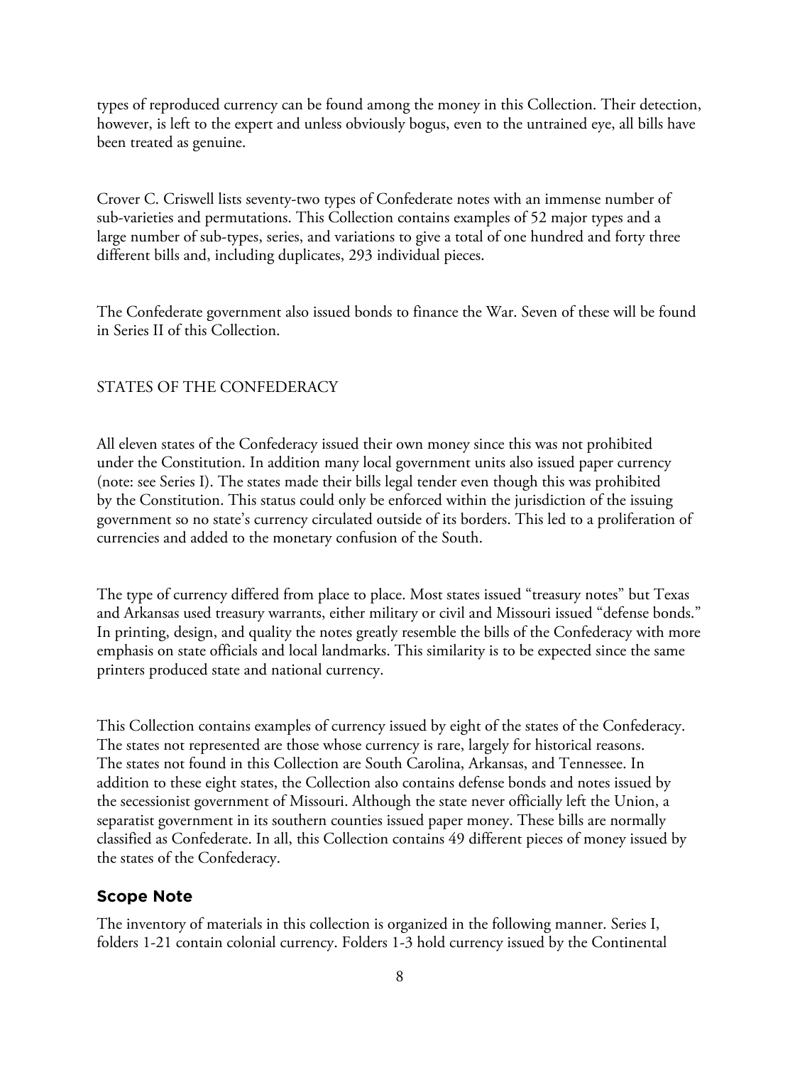types of reproduced currency can be found among the money in this Collection. Their detection, however, is left to the expert and unless obviously bogus, even to the untrained eye, all bills have been treated as genuine.

Crover C. Criswell lists seventy-two types of Confederate notes with an immense number of sub-varieties and permutations. This Collection contains examples of 52 major types and a large number of sub-types, series, and variations to give a total of one hundred and forty three different bills and, including duplicates, 293 individual pieces.

The Confederate government also issued bonds to finance the War. Seven of these will be found in Series II of this Collection.

STATES OF THE CONFEDERACY

All eleven states of the Confederacy issued their own money since this was not prohibited under the Constitution. In addition many local government units also issued paper currency (note: see Series I). The states made their bills legal tender even though this was prohibited by the Constitution. This status could only be enforced within the jurisdiction of the issuing government so no state's currency circulated outside of its borders. This led to a proliferation of currencies and added to the monetary confusion of the South.

The type of currency differed from place to place. Most states issued "treasury notes" but Texas and Arkansas used treasury warrants, either military or civil and Missouri issued "defense bonds." In printing, design, and quality the notes greatly resemble the bills of the Confederacy with more emphasis on state officials and local landmarks. This similarity is to be expected since the same printers produced state and national currency.

This Collection contains examples of currency issued by eight of the states of the Confederacy. The states not represented are those whose currency is rare, largely for historical reasons. The states not found in this Collection are South Carolina, Arkansas, and Tennessee. In addition to these eight states, the Collection also contains defense bonds and notes issued by the secessionist government of Missouri. Although the state never officially left the Union, a separatist government in its southern counties issued paper money. These bills are normally classified as Confederate. In all, this Collection contains 49 different pieces of money issued by the states of the Confederacy.

## Scope Note

The inventory of materials in this collection is organized in the following manner. Series I, folders 1-21 contain colonial currency. Folders 1-3 hold currency issued by the Continental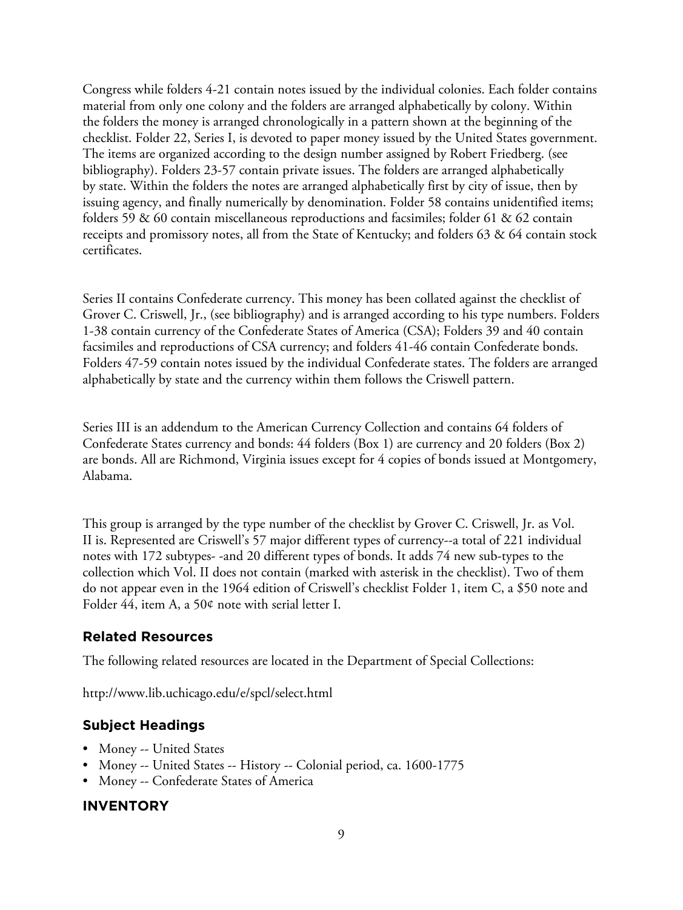Congress while folders 4-21 contain notes issued by the individual colonies. Each folder contains material from only one colony and the folders are arranged alphabetically by colony. Within the folders the money is arranged chronologically in a pattern shown at the beginning of the checklist. Folder 22, Series I, is devoted to paper money issued by the United States government. The items are organized according to the design number assigned by Robert Friedberg. (see bibliography). Folders 23-57 contain private issues. The folders are arranged alphabetically by state. Within the folders the notes are arranged alphabetically first by city of issue, then by issuing agency, and finally numerically by denomination. Folder 58 contains unidentified items; folders 59 & 60 contain miscellaneous reproductions and facsimiles; folder 61 & 62 contain receipts and promissory notes, all from the State of Kentucky; and folders 63 & 64 contain stock certificates.

Series II contains Confederate currency. This money has been collated against the checklist of Grover C. Criswell, Jr., (see bibliography) and is arranged according to his type numbers. Folders 1-38 contain currency of the Confederate States of America (CSA); Folders 39 and 40 contain facsimiles and reproductions of CSA currency; and folders 41-46 contain Confederate bonds. Folders 47-59 contain notes issued by the individual Confederate states. The folders are arranged alphabetically by state and the currency within them follows the Criswell pattern.

Series III is an addendum to the American Currency Collection and contains 64 folders of Confederate States currency and bonds: 44 folders (Box 1) are currency and 20 folders (Box 2) are bonds. All are Richmond, Virginia issues except for 4 copies of bonds issued at Montgomery, Alabama.

This group is arranged by the type number of the checklist by Grover C. Criswell, Jr. as Vol. II is. Represented are Criswell's 57 major different types of currency--a total of 221 individual notes with 172 subtypes- -and 20 different types of bonds. It adds 74 new sub-types to the collection which Vol. II does not contain (marked with asterisk in the checklist). Two of them do not appear even in the 1964 edition of Criswell's checklist Folder 1, item C, a $50 note and Folder 44, item A, a 50¢ note with serial letter I.

## Related Resources

The following related resources are located in the Department of Special Collections:

http://www.lib.uchicago.edu/e/spcl/select.html

## Subject Headings

- Money -- United States
- Money -- United States -- History -- Colonial period, ca. 1600-1775
- Money -- Confederate States of America

## INVENTORY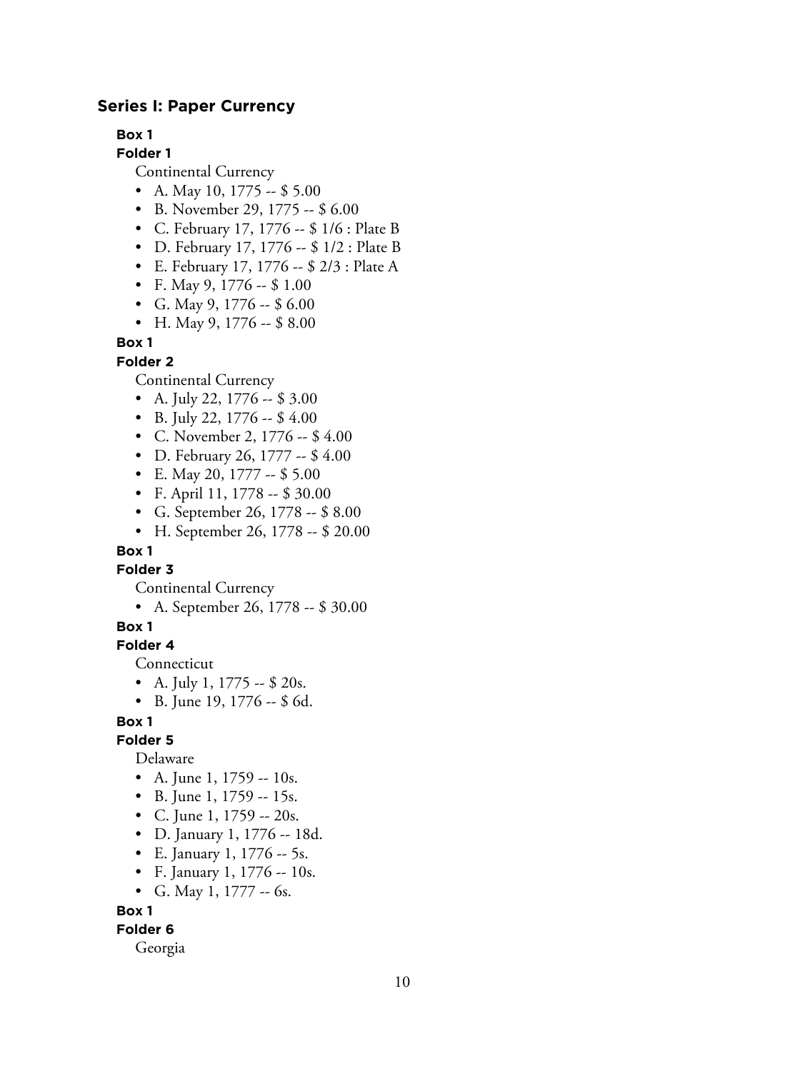## Series I: Paper Currency

**Box 1**
**Folder 1**

Continental Currency

- A. May 10, 1775 -- $ 5.00
- B. November 29, 1775 -- $ 6.00
- C. February 17, 1776 -- $ 1/6 : Plate B
- D. February 17, 1776 -- $ 1/2 : Plate B
- E. February 17, 1776 -- $ 2/3 : Plate A
- F. May 9, 1776 -- $ 1.00
- G. May 9, 1776 -- $ 6.00
- H. May 9, 1776 -- $ 8.00

**Box 1**
**Folder 2**

Continental Currency

- A. July 22, 1776 -- $ 3.00
- B. July 22, 1776 -- $ 4.00
- C. November 2, 1776 -- $ 4.00
- D. February 26, 1777 -- $ 4.00
- E. May 20, 1777 -- $ 5.00
- F. April 11, 1778 -- $ 30.00
- G. September 26, 1778 -- $ 8.00
- H. September 26, 1778 -- $ 20.00

**Box 1**
**Folder 3**

Continental Currency

- A. September 26, 1778 -- $ 30.00

**Box 1**
**Folder 4**

Connecticut

- A. July 1, 1775 -- $ 20s.
- B. June 19, 1776 -- $ 6d.

**Box 1**
**Folder 5**

Delaware

- A. June 1, 1759 -- 10s.
- B. June 1, 1759 -- 15s.
- C. June 1, 1759 -- 20s.
- D. January 1, 1776 -- 18d.
- E. January 1, 1776 -- 5s.
- F. January 1, 1776 -- 10s.
- G. May 1, 1777 -- 6s.

**Box 1**
**Folder 6**

Georgia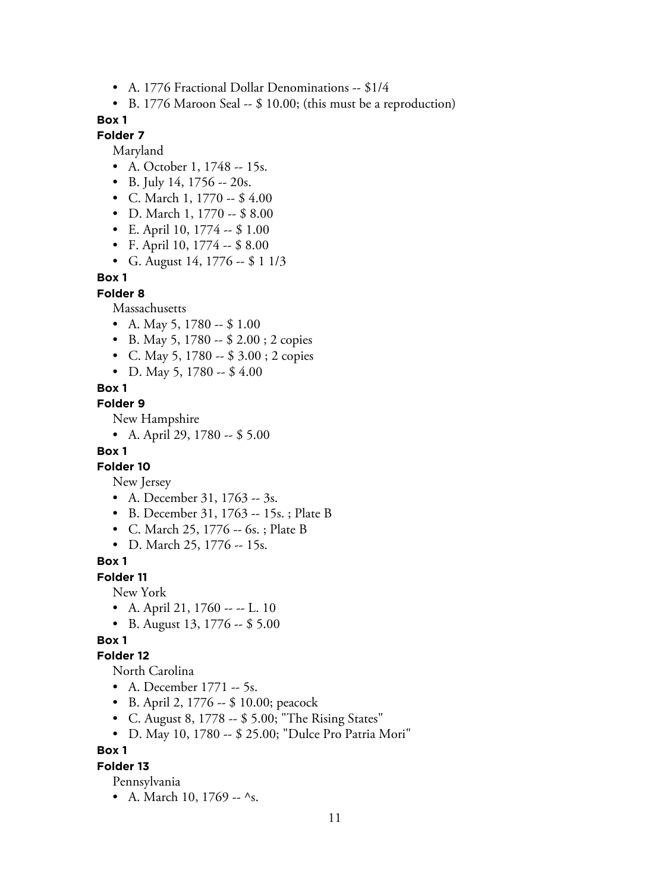- A. 1776 Fractional Dollar Denominations -- $1/4
- B. 1776 Maroon Seal -- $ 10.00; (this must be a reproduction)

**Box 1**

**Folder 7**

Maryland

- A. October 1, 1748 -- 15s.
- B. July 14, 1756 -- 20s.
- C. March 1, 1770 -- $ 4.00
- D. March 1, 1770 -- $ 8.00
- E. April 10, 1774 -- $ 1.00
- F. April 10, 1774 -- $ 8.00
- G. August 14, 1776 -- $ 1 1/3

**Box 1**

**Folder 8**

Massachusetts

- A. May 5, 1780 -- $ 1.00
- B. May 5, 1780 -- $ 2.00 ; 2 copies
- C. May 5, 1780 -- $ 3.00 ; 2 copies
- D. May 5, 1780 -- $ 4.00

**Box 1**

**Folder 9**

New Hampshire

- A. April 29, 1780 -- $ 5.00

**Box 1**

**Folder 10**

New Jersey

- A. December 31, 1763 -- 3s.
- B. December 31, 1763 -- 15s. ; Plate B
- C. March 25, 1776 -- 6s. ; Plate B
- D. March 25, 1776 -- 15s.

**Box 1**

**Folder 11**

New York

- A. April 21, 1760 -- -- L. 10
- B. August 13, 1776 -- $ 5.00

**Box 1**

**Folder 12**

North Carolina

- A. December 1771 -- 5s.
- B. April 2, 1776 -- $ 10.00; peacock
- C. August 8, 1778 -- $ 5.00; "The Rising States"
- D. May 10, 1780 -- $ 25.00; "Dulce Pro Patria Mori"

**Box 1**

**Folder 13**

Pennsylvania

- A. March 10, 1769 -- ^s.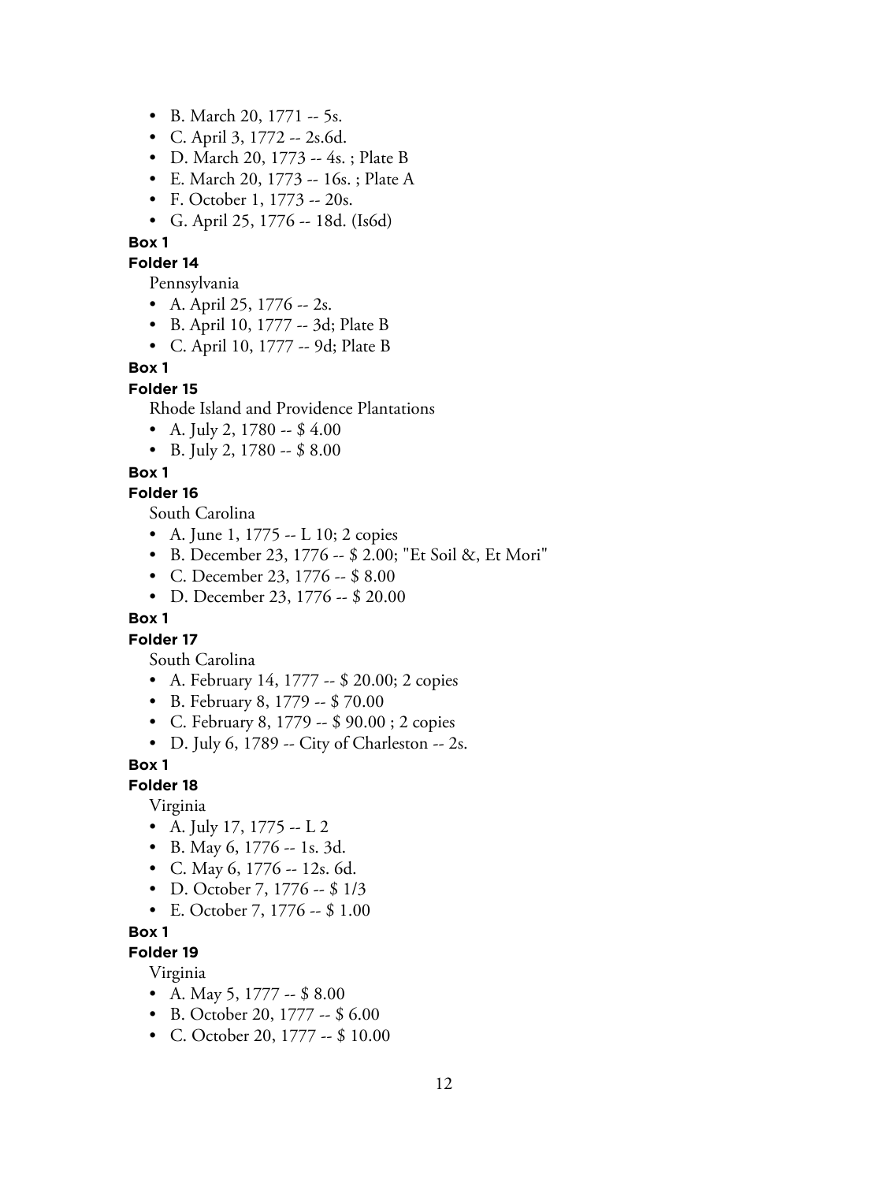- B. March 20, 1771 -- 5s.
- C. April 3, 1772 -- 2s.6d.
- D. March 20, 1773 -- 4s. ; Plate B
- E. March 20, 1773 -- 16s. ; Plate A
- F. October 1, 1773 -- 20s.
- G. April 25, 1776 -- 18d. (Is6d)

**Box 1**

**Folder 14**

Pennsylvania

- A. April 25, 1776 -- 2s.
- B. April 10, 1777 -- 3d; Plate B
- C. April 10, 1777 -- 9d; Plate B

**Box 1**

**Folder 15**

Rhode Island and Providence Plantations

- A. July 2, 1780 -- $ 4.00
- B. July 2, 1780 -- $ 8.00

**Box 1**

**Folder 16**

South Carolina

- A. June 1, 1775 -- L 10; 2 copies
- B. December 23, 1776 -- $ 2.00; "Et Soil &, Et Mori"
- C. December 23, 1776 -- $ 8.00
- D. December 23, 1776 -- $ 20.00

**Box 1**

**Folder 17**

South Carolina

- A. February 14, 1777 -- $ 20.00; 2 copies
- B. February 8, 1779 -- $ 70.00
- C. February 8, 1779 -- $ 90.00 ; 2 copies
- D. July 6, 1789 -- City of Charleston -- 2s.

**Box 1**

**Folder 18**

Virginia

- A. July 17, 1775 -- L 2
- B. May 6, 1776 -- 1s. 3d.
- C. May 6, 1776 -- 12s. 6d.
- D. October 7, 1776 -- $ 1/3
- E. October 7, 1776 -- $ 1.00

**Box 1**

**Folder 19**

Virginia

- A. May 5, 1777 -- $ 8.00
- B. October 20, 1777 -- $ 6.00
- C. October 20, 1777 -- $ 10.00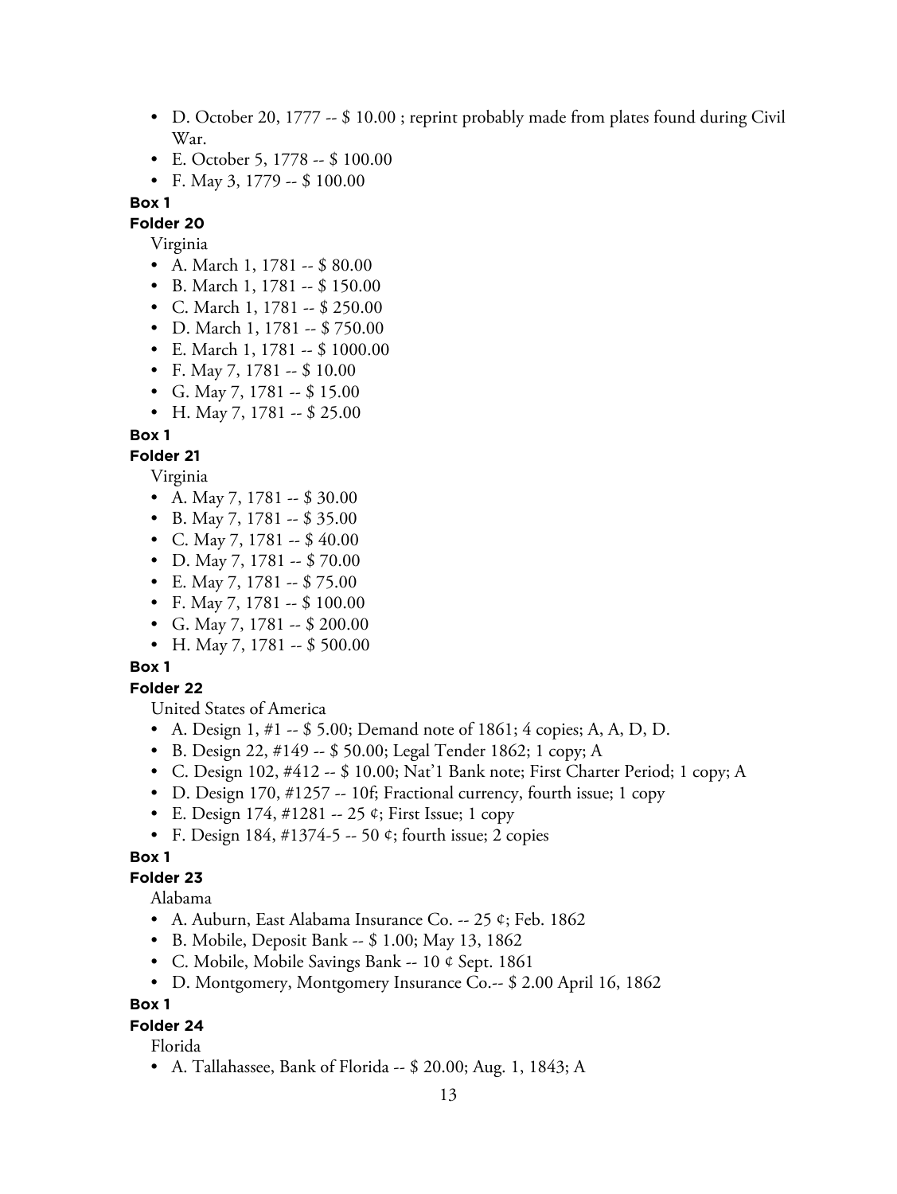- D. October 20, 1777 -- $ 10.00 ; reprint probably made from plates found during Civil War.
- E. October 5, 1778 -- $ 100.00
- F. May 3, 1779 -- $ 100.00

**Box 1**

**Folder 20**

Virginia

- A. March 1, 1781 -- $ 80.00
- B. March 1, 1781 -- $ 150.00
- C. March 1, 1781 -- $ 250.00
- D. March 1, 1781 -- $ 750.00
- E. March 1, 1781 -- $ 1000.00
- F. May 7, 1781 -- $ 10.00
- G. May 7, 1781 -- $ 15.00
- H. May 7, 1781 -- $ 25.00

**Box 1**

**Folder 21**

Virginia

- A. May 7, 1781 -- $ 30.00
- B. May 7, 1781 -- $ 35.00
- C. May 7, 1781 -- $ 40.00
- D. May 7, 1781 -- $ 70.00
- E. May 7, 1781 -- $ 75.00
- F. May 7, 1781 -- $ 100.00
- G. May 7, 1781 -- $ 200.00
- H. May 7, 1781 -- $ 500.00

**Box 1**

**Folder 22**

United States of America

- A. Design 1, #1 -- $ 5.00; Demand note of 1861; 4 copies; A, A, D, D.
- B. Design 22, #149 -- $ 50.00; Legal Tender 1862; 1 copy; A
- C. Design 102, #412 -- $ 10.00; Nat'l Bank note; First Charter Period; 1 copy; A
- D. Design 170, #1257 -- 10f; Fractional currency, fourth issue; 1 copy
- E. Design 174, #1281 -- 25 ¢; First Issue; 1 copy
- F. Design 184, #1374-5 -- 50 ¢; fourth issue; 2 copies

**Box 1**

**Folder 23**

Alabama

- A. Auburn, East Alabama Insurance Co. -- 25 ¢; Feb. 1862
- B. Mobile, Deposit Bank -- $ 1.00; May 13, 1862
- C. Mobile, Mobile Savings Bank -- 10 ¢ Sept. 1861
- D. Montgomery, Montgomery Insurance Co.-- $ 2.00 April 16, 1862

**Box 1**

**Folder 24**

Florida

- A. Tallahassee, Bank of Florida -- $ 20.00; Aug. 1, 1843; A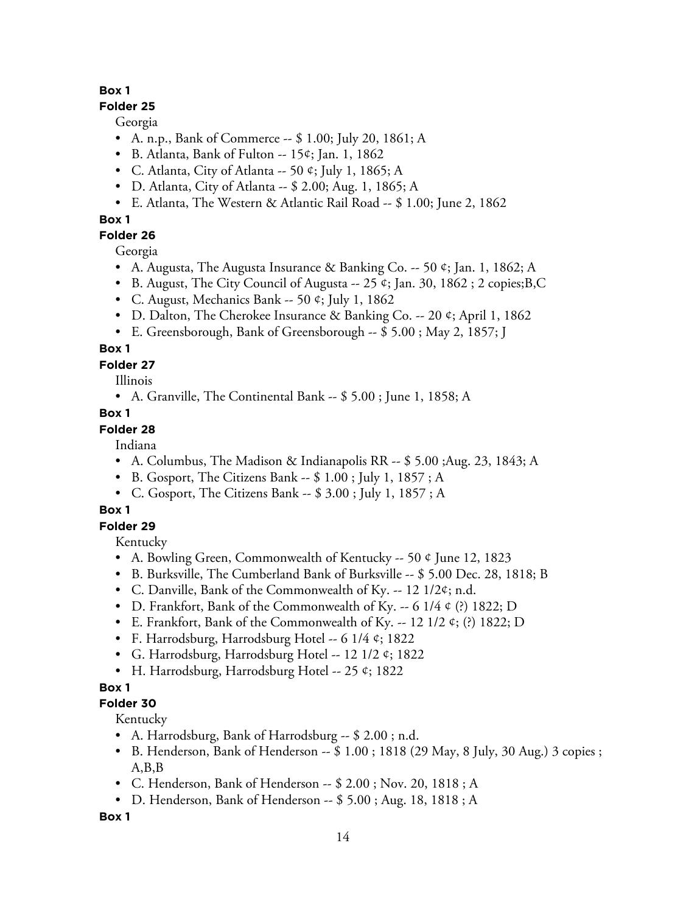**Box 1**

**Folder 25**

Georgia

- A. n.p., Bank of Commerce -- $ 1.00; July 20, 1861; A
- B. Atlanta, Bank of Fulton -- 15¢; Jan. 1, 1862
- C. Atlanta, City of Atlanta -- 50 ¢; July 1, 1865; A
- D. Atlanta, City of Atlanta -- $ 2.00; Aug. 1, 1865; A
- E. Atlanta, The Western & Atlantic Rail Road -- $ 1.00; June 2, 1862

**Box 1**

**Folder 26**

Georgia

- A. Augusta, The Augusta Insurance & Banking Co. -- 50 ¢; Jan. 1, 1862; A
- B. August, The City Council of Augusta -- 25 ¢; Jan. 30, 1862 ; 2 copies;B,C
- C. August, Mechanics Bank -- 50 ¢; July 1, 1862
- D. Dalton, The Cherokee Insurance & Banking Co. -- 20 ¢; April 1, 1862
- E. Greensborough, Bank of Greensborough -- $ 5.00 ; May 2, 1857; J

**Box 1**

**Folder 27**

Illinois

- A. Granville, The Continental Bank -- $ 5.00 ; June 1, 1858; A

**Box 1**

**Folder 28**

Indiana

- A. Columbus, The Madison & Indianapolis RR -- $ 5.00 ;Aug. 23, 1843; A
- B. Gosport, The Citizens Bank -- $ 1.00 ; July 1, 1857 ; A
- C. Gosport, The Citizens Bank -- $ 3.00 ; July 1, 1857 ; A

**Box 1**

**Folder 29**

Kentucky

- A. Bowling Green, Commonwealth of Kentucky -- 50 ¢ June 12, 1823
- B. Burksville, The Cumberland Bank of Burksville -- $ 5.00 Dec. 28, 1818; B
- C. Danville, Bank of the Commonwealth of Ky. -- 12 1/2¢; n.d.
- D. Frankfort, Bank of the Commonwealth of Ky. -- 6 1/4 ¢ (?) 1822; D
- E. Frankfort, Bank of the Commonwealth of Ky. -- 12 1/2 ¢; (?) 1822; D
- F. Harrodsburg, Harrodsburg Hotel -- 6 1/4 ¢; 1822
- G. Harrodsburg, Harrodsburg Hotel -- 12 1/2 ¢; 1822
- H. Harrodsburg, Harrodsburg Hotel -- 25 ¢; 1822

**Box 1**

**Folder 30**

Kentucky

- A. Harrodsburg, Bank of Harrodsburg -- $ 2.00 ; n.d.
- B. Henderson, Bank of Henderson -- $ 1.00 ; 1818 (29 May, 8 July, 30 Aug.) 3 copies ; A,B,B
- C. Henderson, Bank of Henderson -- $ 2.00 ; Nov. 20, 1818 ; A
- D. Henderson, Bank of Henderson -- $ 5.00 ; Aug. 18, 1818 ; A

**Box 1**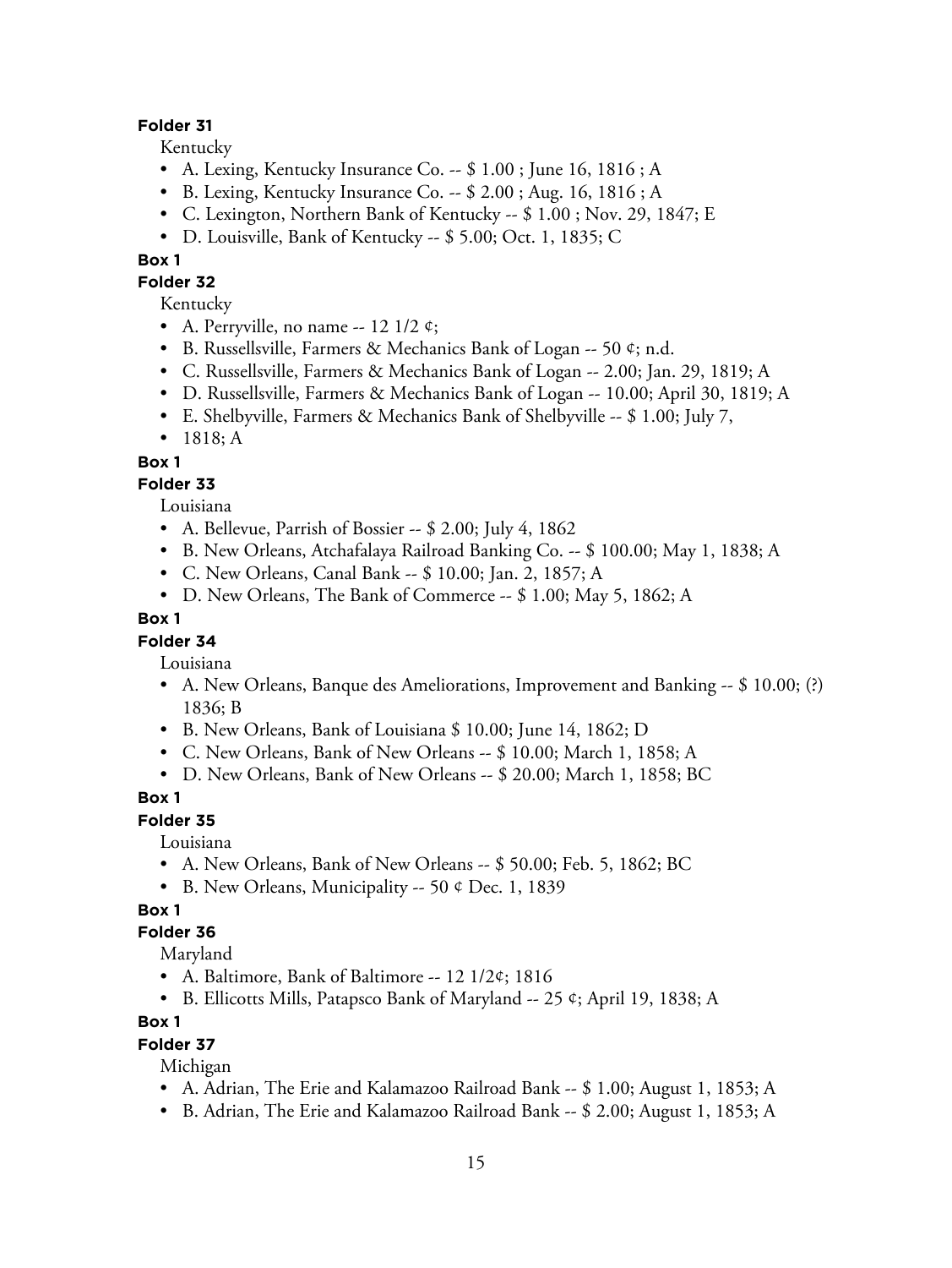**Folder 31**

Kentucky

- A. Lexing, Kentucky Insurance Co. -- $ 1.00 ; June 16, 1816 ; A
- B. Lexing, Kentucky Insurance Co. -- $ 2.00 ; Aug. 16, 1816 ; A
- C. Lexington, Northern Bank of Kentucky -- $ 1.00 ; Nov. 29, 1847; E
- D. Louisville, Bank of Kentucky -- $ 5.00; Oct. 1, 1835; C

**Box 1**

**Folder 32**

Kentucky

- A. Perryville, no name -- 12 1/2 ¢;
- B. Russellsville, Farmers & Mechanics Bank of Logan -- 50 ¢; n.d.
- C. Russellsville, Farmers & Mechanics Bank of Logan -- 2.00; Jan. 29, 1819; A
- D. Russellsville, Farmers & Mechanics Bank of Logan -- 10.00; April 30, 1819; A
- E. Shelbyville, Farmers & Mechanics Bank of Shelbyville -- $ 1.00; July 7,
- 1818; A

**Box 1**

**Folder 33**

Louisiana

- A. Bellevue, Parrish of Bossier -- $ 2.00; July 4, 1862
- B. New Orleans, Atchafalaya Railroad Banking Co. -- $ 100.00; May 1, 1838; A
- C. New Orleans, Canal Bank -- $ 10.00; Jan. 2, 1857; A
- D. New Orleans, The Bank of Commerce -- $ 1.00; May 5, 1862; A

**Box 1**

**Folder 34**

Louisiana

- A. New Orleans, Banque des Ameliorations, Improvement and Banking -- $ 10.00; (?) 1836; B
- B. New Orleans, Bank of Louisiana $ 10.00; June 14, 1862; D
- C. New Orleans, Bank of New Orleans -- $ 10.00; March 1, 1858; A
- D. New Orleans, Bank of New Orleans -- $ 20.00; March 1, 1858; BC

**Box 1**

**Folder 35**

Louisiana

- A. New Orleans, Bank of New Orleans -- $ 50.00; Feb. 5, 1862; BC
- B. New Orleans, Municipality -- 50 ¢ Dec. 1, 1839

**Box 1**

**Folder 36**

Maryland

- A. Baltimore, Bank of Baltimore -- 12 1/2¢; 1816
- B. Ellicotts Mills, Patapsco Bank of Maryland -- 25 ¢; April 19, 1838; A

**Box 1**

**Folder 37**

Michigan

- A. Adrian, The Erie and Kalamazoo Railroad Bank -- $ 1.00; August 1, 1853; A
- B. Adrian, The Erie and Kalamazoo Railroad Bank -- $ 2.00; August 1, 1853; A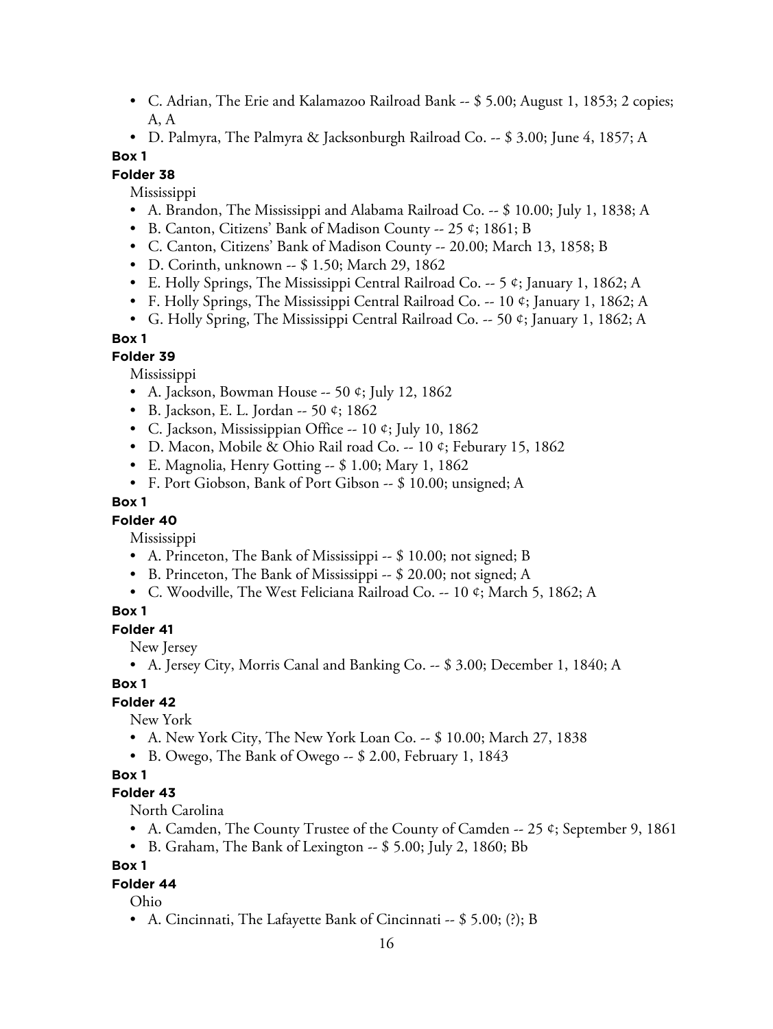- C. Adrian, The Erie and Kalamazoo Railroad Bank -- $ 5.00; August 1, 1853; 2 copies; A, A
- D. Palmyra, The Palmyra & Jacksonburgh Railroad Co. -- $ 3.00; June 4, 1857; A

**Box 1**

**Folder 38**

Mississippi

- A. Brandon, The Mississippi and Alabama Railroad Co. -- $ 10.00; July 1, 1838; A
- B. Canton, Citizens' Bank of Madison County -- 25 ¢; 1861; B
- C. Canton, Citizens' Bank of Madison County -- 20.00; March 13, 1858; B
- D. Corinth, unknown -- $ 1.50; March 29, 1862
- E. Holly Springs, The Mississippi Central Railroad Co. -- 5 ¢; January 1, 1862; A
- F. Holly Springs, The Mississippi Central Railroad Co. -- 10 ¢; January 1, 1862; A
- G. Holly Spring, The Mississippi Central Railroad Co. -- 50 ¢; January 1, 1862; A

**Box 1**

**Folder 39**

Mississippi

- A. Jackson, Bowman House -- 50 ¢; July 12, 1862
- B. Jackson, E. L. Jordan -- 50 ¢; 1862
- C. Jackson, Mississippian Office -- 10 ¢; July 10, 1862
- D. Macon, Mobile & Ohio Rail road Co. -- 10 ¢; Feburary 15, 1862
- E. Magnolia, Henry Gotting -- $ 1.00; Mary 1, 1862
- F. Port Giobson, Bank of Port Gibson -- $ 10.00; unsigned; A

**Box 1**

**Folder 40**

Mississippi

- A. Princeton, The Bank of Mississippi -- $ 10.00; not signed; B
- B. Princeton, The Bank of Mississippi -- $ 20.00; not signed; A
- C. Woodville, The West Feliciana Railroad Co. -- 10 ¢; March 5, 1862; A

**Box 1**

**Folder 41**

New Jersey

- A. Jersey City, Morris Canal and Banking Co. -- $ 3.00; December 1, 1840; A

**Box 1**

**Folder 42**

New York

- A. New York City, The New York Loan Co. -- $ 10.00; March 27, 1838
- B. Owego, The Bank of Owego -- $ 2.00, February 1, 1843

**Box 1**

**Folder 43**

North Carolina

- A. Camden, The County Trustee of the County of Camden -- 25 ¢; September 9, 1861
- B. Graham, The Bank of Lexington -- $ 5.00; July 2, 1860; Bb

**Box 1**

**Folder 44**

Ohio

- A. Cincinnati, The Lafayette Bank of Cincinnati -- $ 5.00; (?); B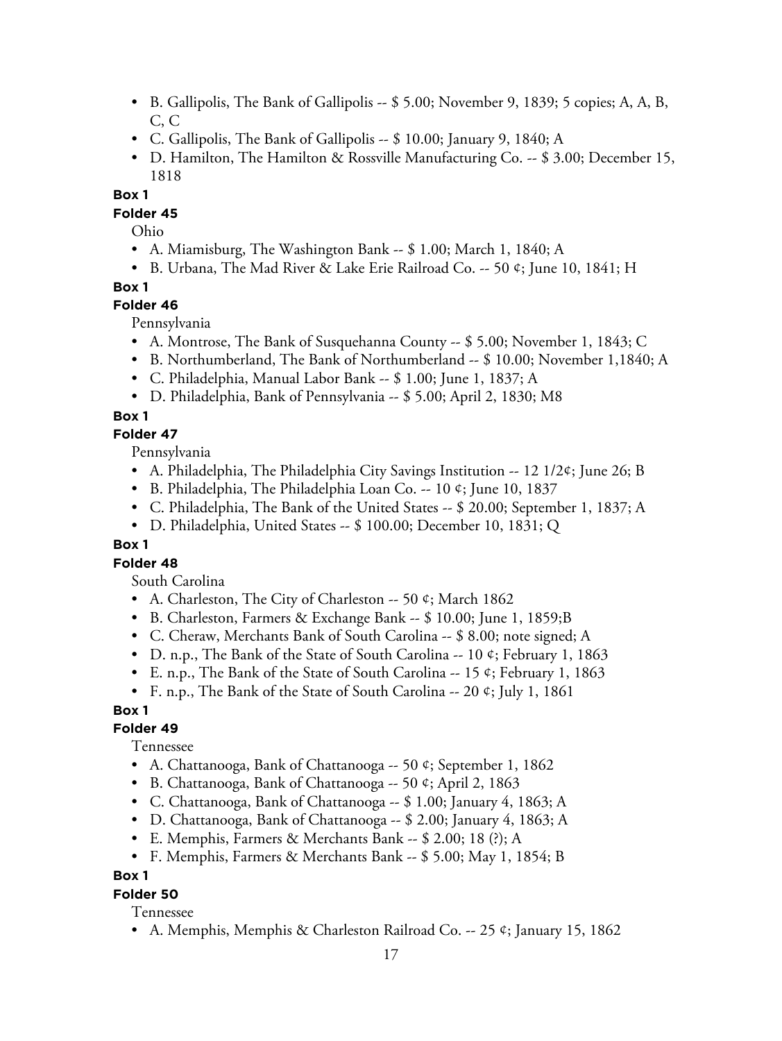- B. Gallipolis, The Bank of Gallipolis -- $ 5.00; November 9, 1839; 5 copies; A, A, B, C, C
- C. Gallipolis, The Bank of Gallipolis -- $ 10.00; January 9, 1840; A
- D. Hamilton, The Hamilton & Rossville Manufacturing Co. -- $ 3.00; December 15, 1818

**Box 1**

**Folder 45**

Ohio

- A. Miamisburg, The Washington Bank -- $ 1.00; March 1, 1840; A
- B. Urbana, The Mad River & Lake Erie Railroad Co. -- 50 ¢; June 10, 1841; H

**Box 1**

**Folder 46**

Pennsylvania

- A. Montrose, The Bank of Susquehanna County -- $ 5.00; November 1, 1843; C
- B. Northumberland, The Bank of Northumberland -- $ 10.00; November 1,1840; A
- C. Philadelphia, Manual Labor Bank -- $ 1.00; June 1, 1837; A
- D. Philadelphia, Bank of Pennsylvania -- $ 5.00; April 2, 1830; M8

**Box 1**

**Folder 47**

Pennsylvania

- A. Philadelphia, The Philadelphia City Savings Institution -- 12 1/2¢; June 26; B
- B. Philadelphia, The Philadelphia Loan Co. -- 10 ¢; June 10, 1837
- C. Philadelphia, The Bank of the United States -- $ 20.00; September 1, 1837; A
- D. Philadelphia, United States -- $ 100.00; December 10, 1831; Q

**Box 1**

**Folder 48**

South Carolina

- A. Charleston, The City of Charleston -- 50 ¢; March 1862
- B. Charleston, Farmers & Exchange Bank -- $ 10.00; June 1, 1859;B
- C. Cheraw, Merchants Bank of South Carolina -- $ 8.00; note signed; A
- D. n.p., The Bank of the State of South Carolina -- 10 ¢; February 1, 1863
- E. n.p., The Bank of the State of South Carolina -- 15 ¢; February 1, 1863
- F. n.p., The Bank of the State of South Carolina -- 20 ¢; July 1, 1861

**Box 1**

**Folder 49**

Tennessee

- A. Chattanooga, Bank of Chattanooga -- 50 ¢; September 1, 1862
- B. Chattanooga, Bank of Chattanooga -- 50 ¢; April 2, 1863
- C. Chattanooga, Bank of Chattanooga -- $ 1.00; January 4, 1863; A
- D. Chattanooga, Bank of Chattanooga -- $ 2.00; January 4, 1863; A
- E. Memphis, Farmers & Merchants Bank -- $ 2.00; 18 (?); A
- F. Memphis, Farmers & Merchants Bank -- $ 5.00; May 1, 1854; B

**Box 1**

**Folder 50**

Tennessee

- A. Memphis, Memphis & Charleston Railroad Co. -- 25 ¢; January 15, 1862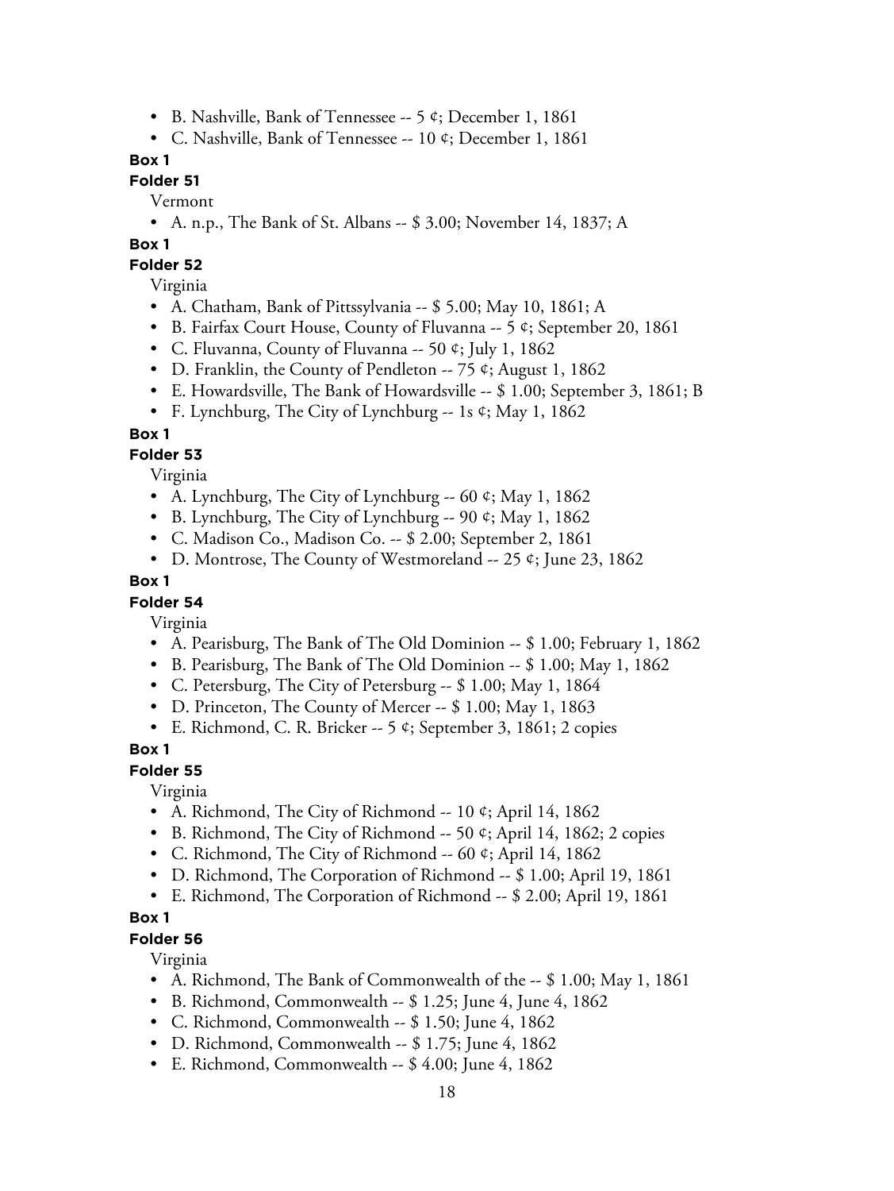- B. Nashville, Bank of Tennessee -- 5 ¢; December 1, 1861
- C. Nashville, Bank of Tennessee -- 10 ¢; December 1, 1861

**Box 1**

**Folder 51**

Vermont

- A. n.p., The Bank of St. Albans -- $ 3.00; November 14, 1837; A

**Box 1**

**Folder 52**

Virginia

- A. Chatham, Bank of Pittssylvania -- $ 5.00; May 10, 1861; A
- B. Fairfax Court House, County of Fluvanna -- 5 ¢; September 20, 1861
- C. Fluvanna, County of Fluvanna -- 50 ¢; July 1, 1862
- D. Franklin, the County of Pendleton -- 75 ¢; August 1, 1862
- E. Howardsville, The Bank of Howardsville -- $ 1.00; September 3, 1861; B
- F. Lynchburg, The City of Lynchburg -- 1s ¢; May 1, 1862

**Box 1**

**Folder 53**

Virginia

- A. Lynchburg, The City of Lynchburg -- 60 ¢; May 1, 1862
- B. Lynchburg, The City of Lynchburg -- 90 ¢; May 1, 1862
- C. Madison Co., Madison Co. -- $ 2.00; September 2, 1861
- D. Montrose, The County of Westmoreland -- 25 ¢; June 23, 1862

**Box 1**

**Folder 54**

Virginia

- A. Pearisburg, The Bank of The Old Dominion -- $ 1.00; February 1, 1862
- B. Pearisburg, The Bank of The Old Dominion -- $ 1.00; May 1, 1862
- C. Petersburg, The City of Petersburg -- $ 1.00; May 1, 1864
- D. Princeton, The County of Mercer -- $ 1.00; May 1, 1863
- E. Richmond, C. R. Bricker -- 5 ¢; September 3, 1861; 2 copies

**Box 1**

**Folder 55**

Virginia

- A. Richmond, The City of Richmond -- 10 ¢; April 14, 1862
- B. Richmond, The City of Richmond -- 50 ¢; April 14, 1862; 2 copies
- C. Richmond, The City of Richmond -- 60 ¢; April 14, 1862
- D. Richmond, The Corporation of Richmond -- $ 1.00; April 19, 1861
- E. Richmond, The Corporation of Richmond -- $ 2.00; April 19, 1861

**Box 1**

**Folder 56**

Virginia

- A. Richmond, The Bank of Commonwealth of the -- $ 1.00; May 1, 1861
- B. Richmond, Commonwealth -- $ 1.25; June 4, June 4, 1862
- C. Richmond, Commonwealth -- $ 1.50; June 4, 1862
- D. Richmond, Commonwealth -- $ 1.75; June 4, 1862
- E. Richmond, Commonwealth -- $ 4.00; June 4, 1862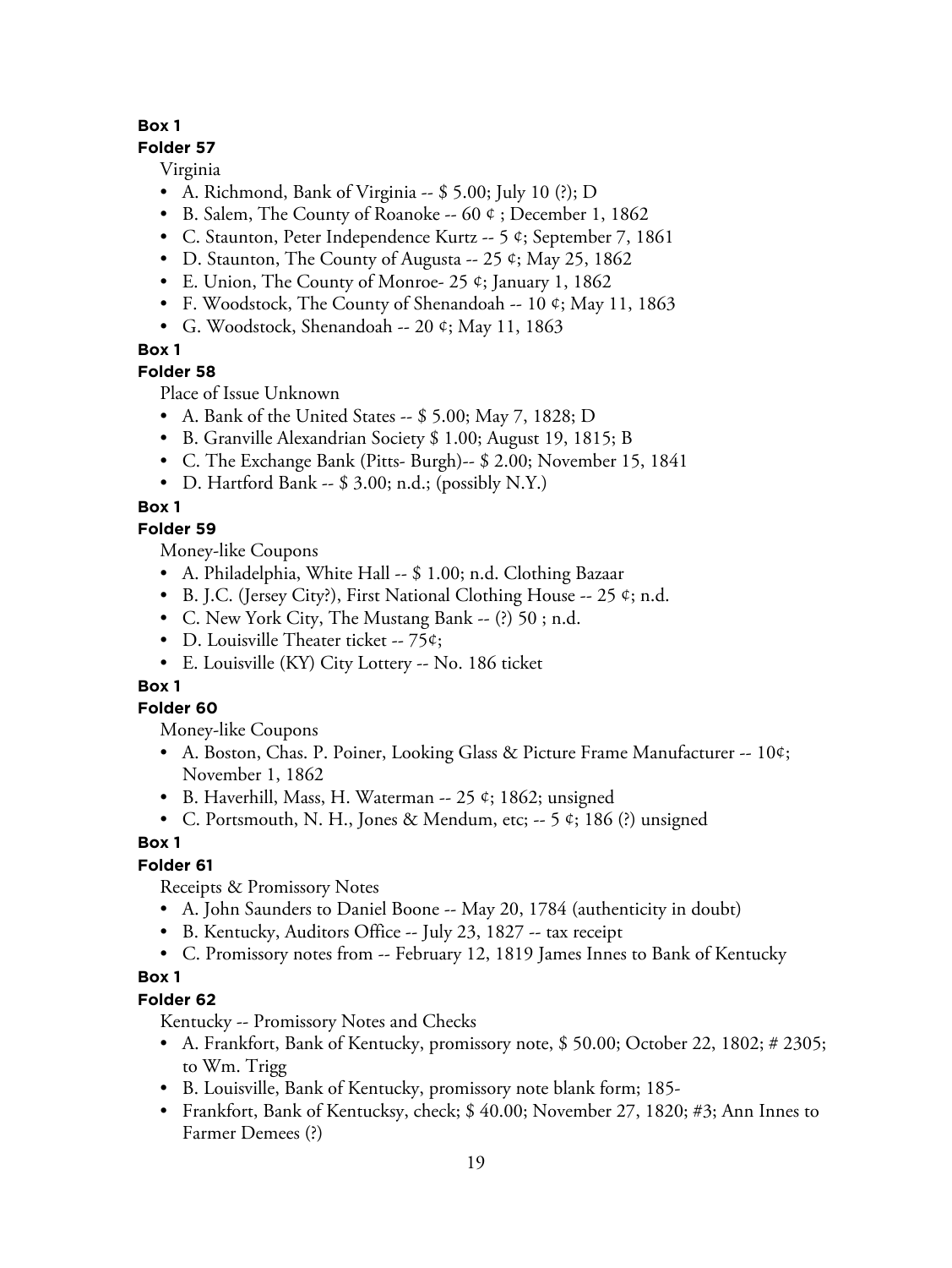**Box 1**

**Folder 57**

Virginia

- A. Richmond, Bank of Virginia -- $ 5.00; July 10 (?); D
- B. Salem, The County of Roanoke -- 60 ¢ ; December 1, 1862
- C. Staunton, Peter Independence Kurtz -- 5 ¢; September 7, 1861
- D. Staunton, The County of Augusta -- 25 ¢; May 25, 1862
- E. Union, The County of Monroe- 25 ¢; January 1, 1862
- F. Woodstock, The County of Shenandoah -- 10 ¢; May 11, 1863
- G. Woodstock, Shenandoah -- 20 ¢; May 11, 1863

**Box 1**

**Folder 58**

Place of Issue Unknown

- A. Bank of the United States -- $ 5.00; May 7, 1828; D
- B. Granville Alexandrian Society $ 1.00; August 19, 1815; B
- C. The Exchange Bank (Pitts- Burgh)-- $ 2.00; November 15, 1841
- D. Hartford Bank -- $ 3.00; n.d.; (possibly N.Y.)

**Box 1**

**Folder 59**

Money-like Coupons

- A. Philadelphia, White Hall -- $ 1.00; n.d. Clothing Bazaar
- B. J.C. (Jersey City?), First National Clothing House -- 25 ¢; n.d.
- C. New York City, The Mustang Bank -- (?) 50 ; n.d.
- D. Louisville Theater ticket -- 75¢;
- E. Louisville (KY) City Lottery -- No. 186 ticket

**Box 1**

**Folder 60**

Money-like Coupons

- A. Boston, Chas. P. Poiner, Looking Glass & Picture Frame Manufacturer -- 10¢; November 1, 1862
- B. Haverhill, Mass, H. Waterman -- 25 ¢; 1862; unsigned
- C. Portsmouth, N. H., Jones & Mendum, etc; -- 5 ¢; 186 (?) unsigned

**Box 1**

**Folder 61**

Receipts & Promissory Notes

- A. John Saunders to Daniel Boone -- May 20, 1784 (authenticity in doubt)
- B. Kentucky, Auditors Office -- July 23, 1827 -- tax receipt
- C. Promissory notes from -- February 12, 1819 James Innes to Bank of Kentucky

**Box 1**

**Folder 62**

Kentucky -- Promissory Notes and Checks

- A. Frankfort, Bank of Kentucky, promissory note, $ 50.00; October 22, 1802; # 2305; to Wm. Trigg
- B. Louisville, Bank of Kentucky, promissory note blank form; 185-
- Frankfort, Bank of Kentucksy, check; $ 40.00; November 27, 1820; #3; Ann Innes to Farmer Demees (?)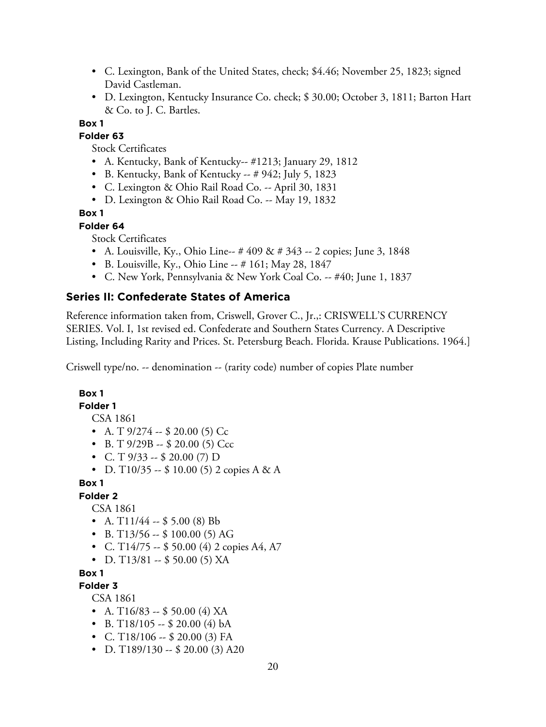- C. Lexington, Bank of the United States, check; $4.46; November 25, 1823; signed David Castleman.
- D. Lexington, Kentucky Insurance Co. check; $ 30.00; October 3, 1811; Barton Hart & Co. to J. C. Bartles.

**Box 1**

**Folder 63**

Stock Certificates

- A. Kentucky, Bank of Kentucky-- #1213; January 29, 1812
- B. Kentucky, Bank of Kentucky -- # 942; July 5, 1823
- C. Lexington & Ohio Rail Road Co. -- April 30, 1831
- D. Lexington & Ohio Rail Road Co. -- May 19, 1832

**Box 1**

**Folder 64**

Stock Certificates

- A. Louisville, Ky., Ohio Line-- # 409 & # 343 -- 2 copies; June 3, 1848
- B. Louisville, Ky., Ohio Line -- # 161; May 28, 1847
- C. New York, Pennsylvania & New York Coal Co. -- #40; June 1, 1837

## Series II: Confederate States of America

Reference information taken from, Criswell, Grover C., Jr.,: CRISWELL'S CURRENCY SERIES. Vol. I, 1st revised ed. Confederate and Southern States Currency. A Descriptive Listing, Including Rarity and Prices. St. Petersburg Beach. Florida. Krause Publications. 1964.]

Criswell type/no. -- denomination -- (rarity code) number of copies Plate number

**Box 1**

**Folder 1**

CSA 1861

- A. T 9/274 -- $ 20.00 (5) Cc
- B. T 9/29B -- $ 20.00 (5) Ccc
- C. T 9/33 -- $ 20.00 (7) D
- D. T10/35 -- $ 10.00 (5) 2 copies A & A

**Box 1**

**Folder 2**

CSA 1861

- A. T11/44 -- $ 5.00 (8) Bb
- B. T13/56 -- $ 100.00 (5) AG
- C. T14/75 -- $ 50.00 (4) 2 copies A4, A7
- D. T13/81 -- $ 50.00 (5) XA

**Box 1**

**Folder 3**

CSA 1861

- A. T16/83 -- $ 50.00 (4) XA
- B. T18/105 -- $ 20.00 (4) bA
- C. T18/106 -- $ 20.00 (3) FA
- D. T189/130 -- $ 20.00 (3) A20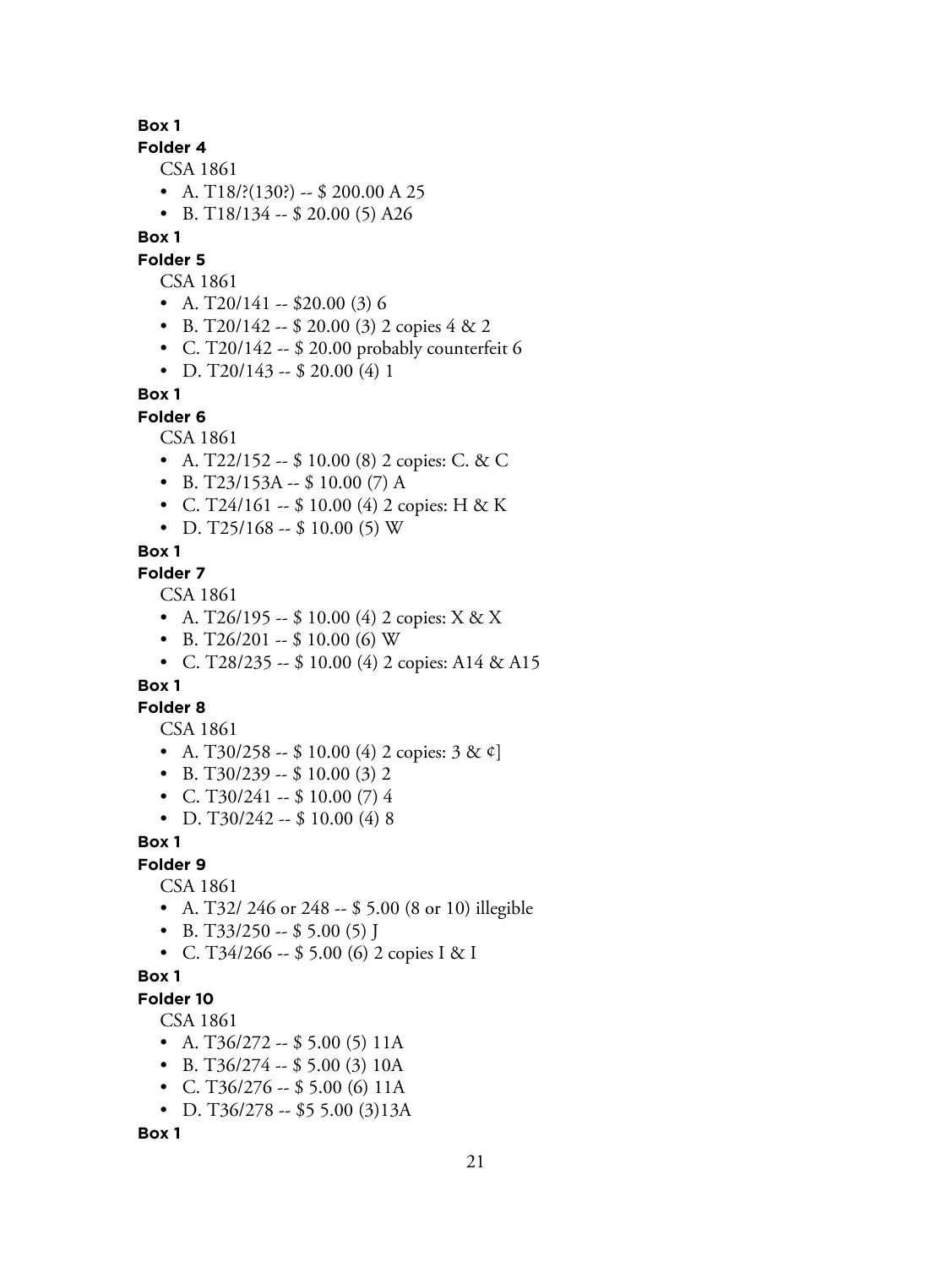**Box 1**

**Folder 4**

CSA 1861

- A. T18/?(130?) -- $ 200.00 A 25
- B. T18/134 -- $ 20.00 (5) A26

**Box 1**

**Folder 5**

CSA 1861

- A. T20/141 -- $20.00 (3) 6
- B. T20/142 -- $ 20.00 (3) 2 copies 4 & 2
- C. T20/142 -- $ 20.00 probably counterfeit 6
- D. T20/143 -- $ 20.00 (4) 1

**Box 1**

**Folder 6**

CSA 1861

- A. T22/152 -- $ 10.00 (8) 2 copies: C. & C
- B. T23/153A -- $ 10.00 (7) A
- C. T24/161 -- $ 10.00 (4) 2 copies: H & K
- D. T25/168 -- $ 10.00 (5) W

**Box 1**

**Folder 7**

CSA 1861

- A. T26/195 -- $ 10.00 (4) 2 copies: X & X
- B. T26/201 -- $ 10.00 (6) W
- C. T28/235 -- $ 10.00 (4) 2 copies: A14 & A15

**Box 1**

**Folder 8**

CSA 1861

- A. T30/258 -- $ 10.00 (4) 2 copies: 3 & ¢]
- B. T30/239 -- $ 10.00 (3) 2
- C. T30/241 -- $ 10.00 (7) 4
- D. T30/242 -- $ 10.00 (4) 8

**Box 1**

**Folder 9**

CSA 1861

- A. T32/ 246 or 248 -- $ 5.00 (8 or 10) illegible
- B. T33/250 -- $ 5.00 (5) J
- C. T34/266 -- $ 5.00 (6) 2 copies I & I

**Box 1**

**Folder 10**

CSA 1861

- A. T36/272 -- $ 5.00 (5) 11A
- B. T36/274 -- $ 5.00 (3) 10A
- C. T36/276 -- $ 5.00 (6) 11A
- D. T36/278 -- $5 5.00 (3)13A

**Box 1**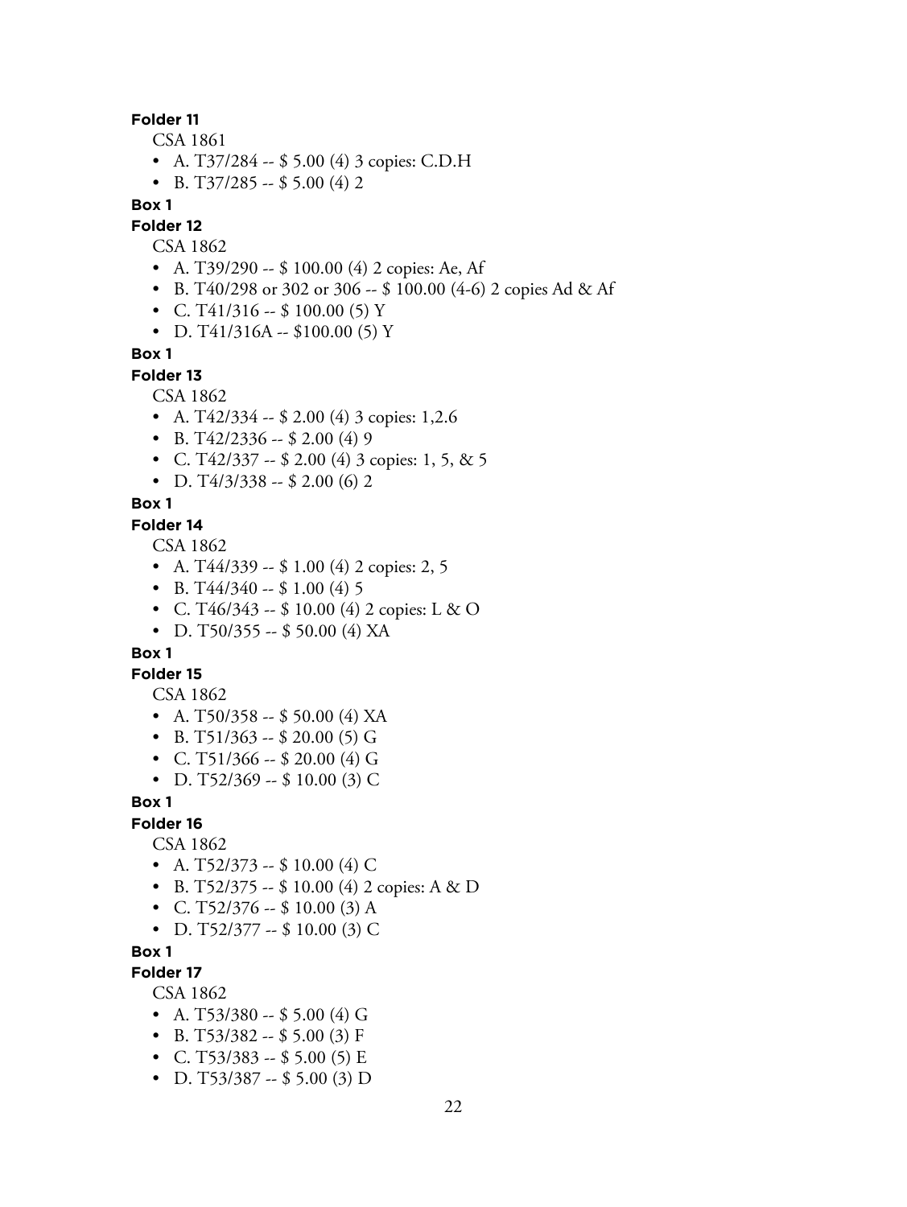**Folder 11**

CSA 1861

- A. T37/284 -- $ 5.00 (4) 3 copies: C.D.H
- B. T37/285 -- $ 5.00 (4) 2

**Box 1**

**Folder 12**

CSA 1862

- A. T39/290 -- $ 100.00 (4) 2 copies: Ae, Af
- B. T40/298 or 302 or 306 -- $ 100.00 (4-6) 2 copies Ad & Af
- C. T41/316 -- $ 100.00 (5) Y
- D. T41/316A -- $100.00 (5) Y

**Box 1**

**Folder 13**

CSA 1862

- A. T42/334 -- $ 2.00 (4) 3 copies: 1,2.6
- B. T42/2336 -- $ 2.00 (4) 9
- C. T42/337 -- $ 2.00 (4) 3 copies: 1, 5, & 5
- D. T4/3/338 -- $ 2.00 (6) 2

**Box 1**

**Folder 14**

CSA 1862

- A. T44/339 -- $ 1.00 (4) 2 copies: 2, 5
- B. T44/340 -- $ 1.00 (4) 5
- C. T46/343 -- $ 10.00 (4) 2 copies: L & O
- D. T50/355 -- $ 50.00 (4) XA

**Box 1**

**Folder 15**

CSA 1862

- A. T50/358 -- $ 50.00 (4) XA
- B. T51/363 -- $ 20.00 (5) G
- C. T51/366 -- $ 20.00 (4) G
- D. T52/369 -- $ 10.00 (3) C

**Box 1**

**Folder 16**

CSA 1862

- A. T52/373 -- $ 10.00 (4) C
- B. T52/375 -- $ 10.00 (4) 2 copies: A & D
- C. T52/376 -- $ 10.00 (3) A
- D. T52/377 -- $ 10.00 (3) C

**Box 1**

**Folder 17**

CSA 1862

- A. T53/380 -- $ 5.00 (4) G
- B. T53/382 -- $ 5.00 (3) F
- C. T53/383 -- $ 5.00 (5) E
- D. T53/387 -- $ 5.00 (3) D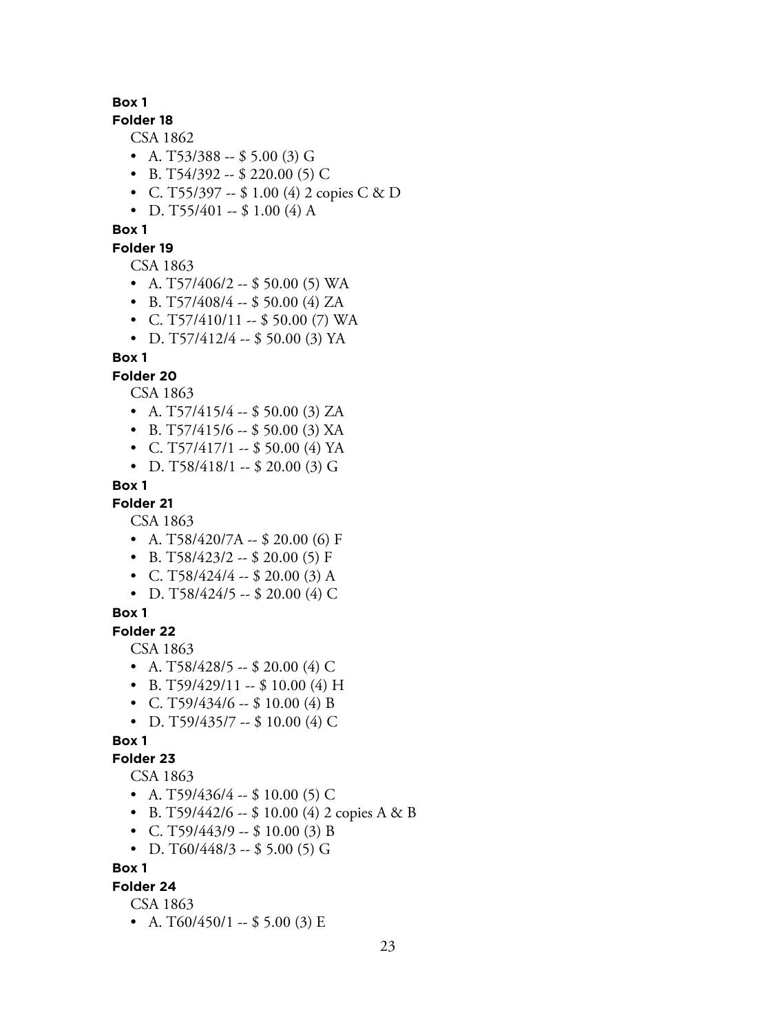**Box 1**

**Folder 18**

CSA 1862

- A. T53/388 -- $ 5.00 (3) G
- B. T54/392 -- $ 220.00 (5) C
- C. T55/397 -- $ 1.00 (4) 2 copies C & D
- D. T55/401 -- $ 1.00 (4) A

**Box 1**

**Folder 19**

CSA 1863

- A. T57/406/2 -- $ 50.00 (5) WA
- B. T57/408/4 -- $ 50.00 (4) ZA
- C. T57/410/11 -- $ 50.00 (7) WA
- D. T57/412/4 -- $ 50.00 (3) YA

**Box 1**

**Folder 20**

CSA 1863

- A. T57/415/4 -- $ 50.00 (3) ZA
- B. T57/415/6 -- $ 50.00 (3) XA
- C. T57/417/1 -- $ 50.00 (4) YA
- D. T58/418/1 -- $ 20.00 (3) G

**Box 1**

**Folder 21**

CSA 1863

- A. T58/420/7A -- $ 20.00 (6) F
- B. T58/423/2 -- $ 20.00 (5) F
- C. T58/424/4 -- $ 20.00 (3) A
- D. T58/424/5 -- $ 20.00 (4) C

**Box 1**

**Folder 22**

CSA 1863

- A. T58/428/5 -- $ 20.00 (4) C
- B. T59/429/11 -- $ 10.00 (4) H
- C. T59/434/6 -- $ 10.00 (4) B
- D. T59/435/7 -- $ 10.00 (4) C

**Box 1**

**Folder 23**

CSA 1863

- A. T59/436/4 -- $ 10.00 (5) C
- B. T59/442/6 -- $ 10.00 (4) 2 copies A & B
- C. T59/443/9 -- $ 10.00 (3) B
- D. T60/448/3 -- $ 5.00 (5) G

**Box 1**

**Folder 24**

CSA 1863

- A. T60/450/1 -- $ 5.00 (3) E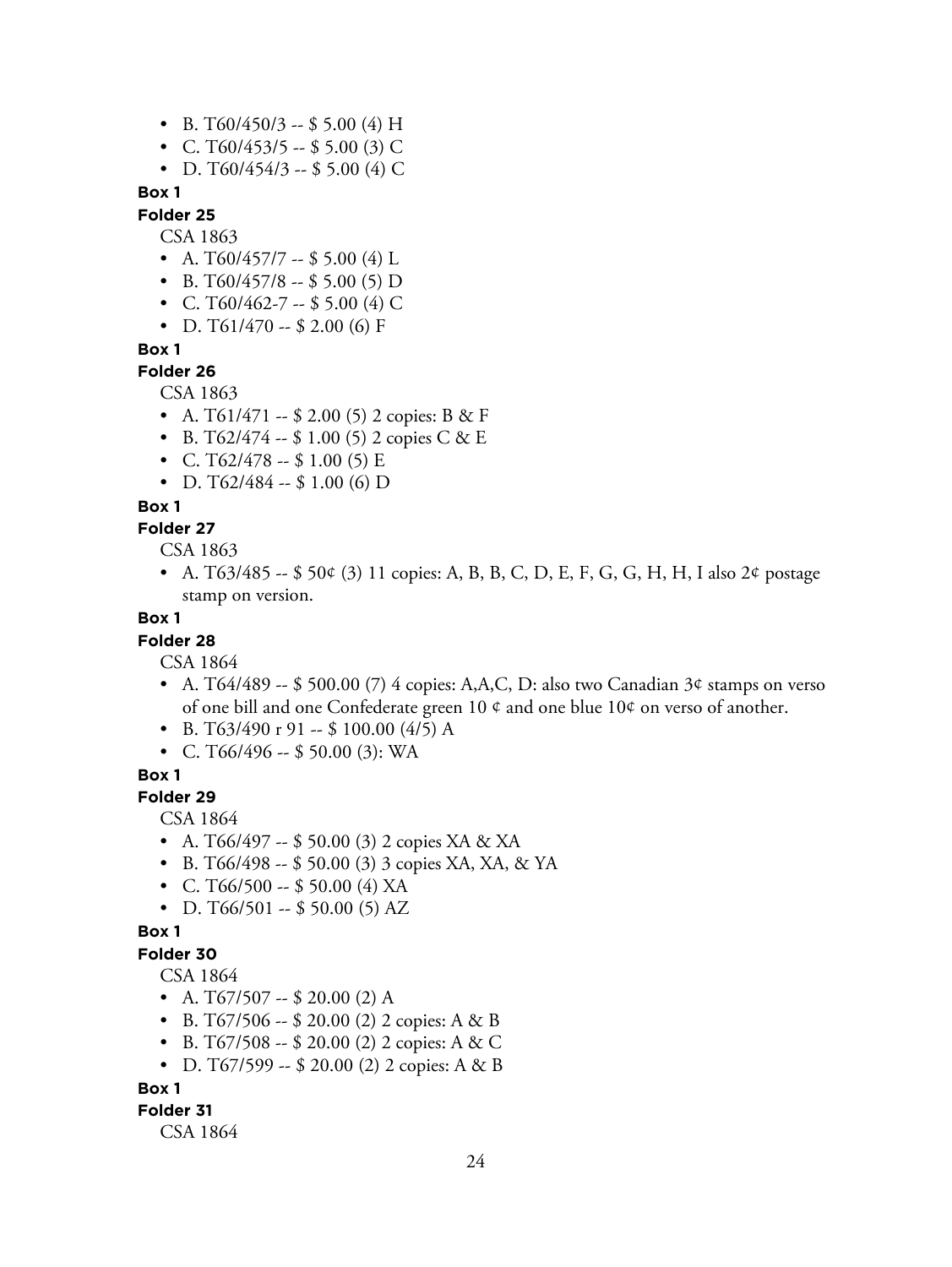- B. T60/450/3 -- $ 5.00 (4) H
- C. T60/453/5 -- $ 5.00 (3) C
- D. T60/454/3 -- $ 5.00 (4) C

**Box 1**

**Folder 25**

CSA 1863

- A. T60/457/7 -- $ 5.00 (4) L
- B. T60/457/8 -- $ 5.00 (5) D
- C. T60/462-7 -- $ 5.00 (4) C
- D. T61/470 -- $ 2.00 (6) F

**Box 1**

**Folder 26**

CSA 1863

- A. T61/471 -- $ 2.00 (5) 2 copies: B & F
- B. T62/474 -- $ 1.00 (5) 2 copies C & E
- C. T62/478 -- $ 1.00 (5) E
- D. T62/484 -- $ 1.00 (6) D

**Box 1**

**Folder 27**

CSA 1863

- A. T63/485 -- $ 50¢ (3) 11 copies: A, B, B, C, D, E, F, G, G, H, H, I also 2¢ postage stamp on version.

**Box 1**

**Folder 28**

CSA 1864

- A. T64/489 -- $ 500.00 (7) 4 copies: A,A,C, D: also two Canadian 3¢ stamps on verso of one bill and one Confederate green 10 ¢ and one blue 10¢ on verso of another.
- B. T63/490 r 91 -- $ 100.00 (4/5) A
- C. T66/496 -- $ 50.00 (3): WA

**Box 1**

**Folder 29**

CSA 1864

- A. T66/497 -- $ 50.00 (3) 2 copies XA & XA
- B. T66/498 -- $ 50.00 (3) 3 copies XA, XA, & YA
- C. T66/500 -- $ 50.00 (4) XA
- D. T66/501 -- $ 50.00 (5) AZ

**Box 1**

**Folder 30**

CSA 1864

- A. T67/507 -- $ 20.00 (2) A
- B. T67/506 -- $ 20.00 (2) 2 copies: A & B
- B. T67/508 -- $ 20.00 (2) 2 copies: A & C
- D. T67/599 -- $ 20.00 (2) 2 copies: A & B

**Box 1**

**Folder 31**

CSA 1864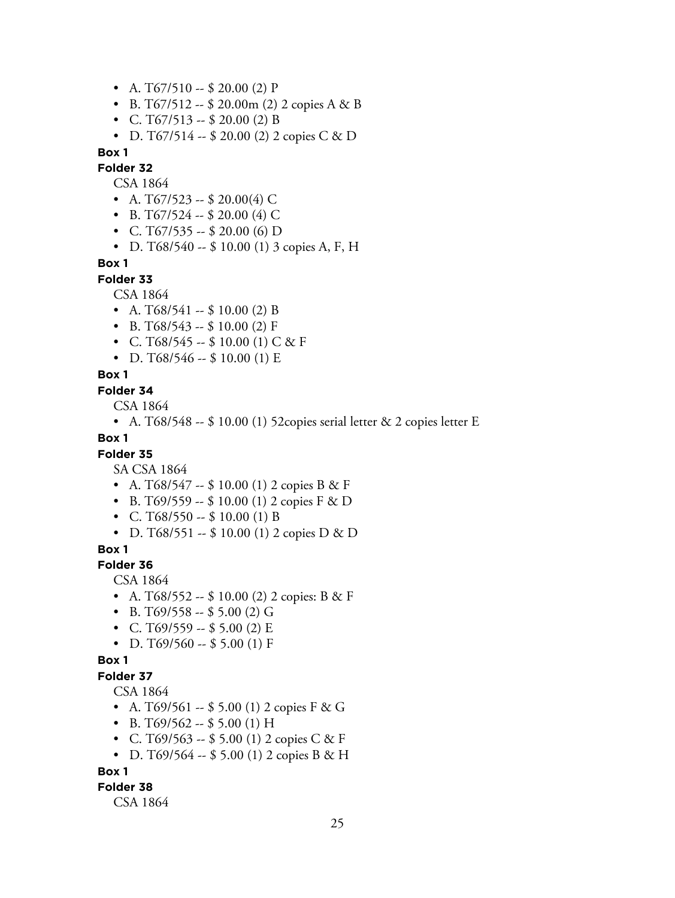- A. T67/510 -- $ 20.00 (2) P
- B. T67/512 -- $ 20.00m (2) 2 copies A & B
- C. T67/513 -- $ 20.00 (2) B
- D. T67/514 -- $ 20.00 (2) 2 copies C & D

**Box 1**

**Folder 32**

CSA 1864

- A. T67/523 -- $ 20.00(4) C
- B. T67/524 -- $ 20.00 (4) C
- C. T67/535 -- $ 20.00 (6) D
- D. T68/540 -- $ 10.00 (1) 3 copies A, F, H

**Box 1**

**Folder 33**

CSA 1864

- A. T68/541 -- $ 10.00 (2) B
- B. T68/543 -- $ 10.00 (2) F
- C. T68/545 -- $ 10.00 (1) C & F
- D. T68/546 -- $ 10.00 (1) E

**Box 1**

**Folder 34**

CSA 1864

- A. T68/548 -- $ 10.00 (1) 52copies serial letter & 2 copies letter E

**Box 1**

**Folder 35**

SA CSA 1864

- A. T68/547 -- $ 10.00 (1) 2 copies B & F
- B. T69/559 -- $ 10.00 (1) 2 copies F & D
- C. T68/550 -- $ 10.00 (1) B
- D. T68/551 -- $ 10.00 (1) 2 copies D & D

**Box 1**

**Folder 36**

CSA 1864

- A. T68/552 -- $ 10.00 (2) 2 copies: B & F
- B. T69/558 -- $ 5.00 (2) G
- C. T69/559 -- $ 5.00 (2) E
- D. T69/560 -- $ 5.00 (1) F

**Box 1**

**Folder 37**

CSA 1864

- A. T69/561 -- $ 5.00 (1) 2 copies F & G
- B. T69/562 -- $ 5.00 (1) H
- C. T69/563 -- $ 5.00 (1) 2 copies C & F
- D. T69/564 -- $ 5.00 (1) 2 copies B & H

**Box 1**

**Folder 38**

CSA 1864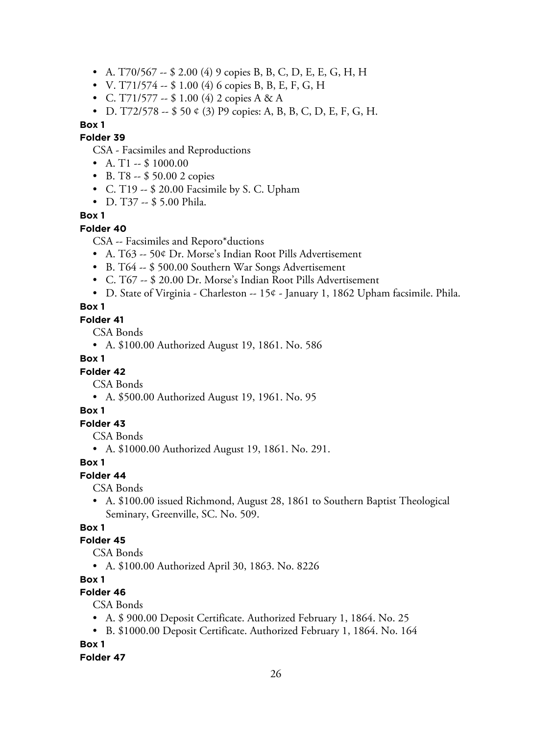- A. T70/567 -- $ 2.00 (4) 9 copies B, B, C, D, E, E, G, H, H
- V. T71/574 -- $ 1.00 (4) 6 copies B, B, E, F, G, H
- C. T71/577 -- $ 1.00 (4) 2 copies A & A
- D. T72/578 -- $ 50 ¢ (3) P9 copies: A, B, B, C, D, E, F, G, H.

**Box 1**

**Folder 39**

CSA - Facsimiles and Reproductions

- A. T1 -- $ 1000.00
- B. T8 -- $ 50.00 2 copies
- C. T19 -- $ 20.00 Facsimile by S. C. Upham
- D. T37 -- $ 5.00 Phila.

**Box 1**

**Folder 40**

CSA -- Facsimiles and Reporo*ductions

- A. T63 -- 50¢ Dr. Morse's Indian Root Pills Advertisement
- B. T64 -- $ 500.00 Southern War Songs Advertisement
- C. T67 -- $ 20.00 Dr. Morse's Indian Root Pills Advertisement
- D. State of Virginia - Charleston -- 15¢ - January 1, 1862 Upham facsimile. Phila.

**Box 1**

**Folder 41**

CSA Bonds

- A. $100.00 Authorized August 19, 1861. No. 586

**Box 1**

**Folder 42**

CSA Bonds

- A. $500.00 Authorized August 19, 1961. No. 95

**Box 1**

**Folder 43**

CSA Bonds

- A. $1000.00 Authorized August 19, 1861. No. 291.

**Box 1**

**Folder 44**

CSA Bonds

- A. $100.00 issued Richmond, August 28, 1861 to Southern Baptist Theological Seminary, Greenville, SC. No. 509.

**Box 1**

**Folder 45**

CSA Bonds

- A. $100.00 Authorized April 30, 1863. No. 8226

**Box 1**

**Folder 46**

CSA Bonds

- A. $ 900.00 Deposit Certificate. Authorized February 1, 1864. No. 25
- B. $1000.00 Deposit Certificate. Authorized February 1, 1864. No. 164

**Box 1**

**Folder 47**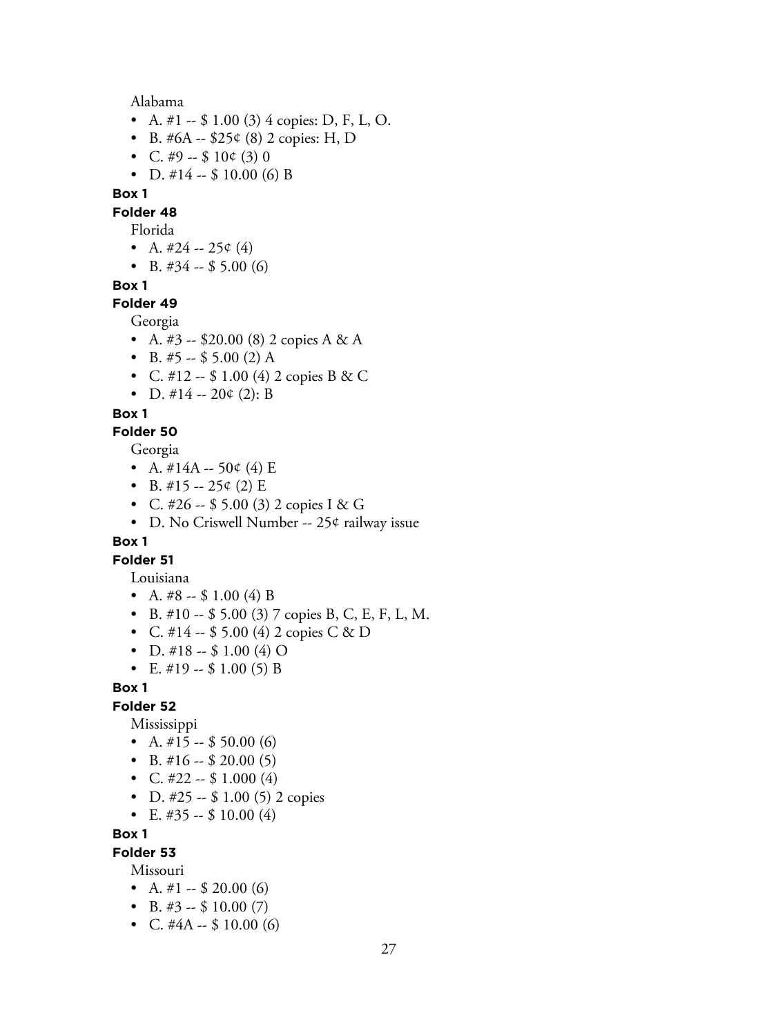Alabama

- A. #1 -- $ 1.00 (3) 4 copies: D, F, L, O.
- B. #6A -- $25¢ (8) 2 copies: H, D
- C. #9 -- $ 10¢ (3) 0
- D. #14 -- $ 10.00 (6) B

**Box 1**

**Folder 48**

Florida

- A. #24 -- 25¢ (4)
- B. #34 -- $ 5.00 (6)

**Box 1**

**Folder 49**

Georgia

- A. #3 -- $20.00 (8) 2 copies A & A
- B. #5 -- $ 5.00 (2) A
- C. #12 -- $ 1.00 (4) 2 copies B & C
- D. #14 -- 20¢ (2): B

**Box 1**

**Folder 50**

Georgia

- A. #14A -- 50¢ (4) E
- B. #15 -- 25¢ (2) E
- C. #26 -- $ 5.00 (3) 2 copies I & G
- D. No Criswell Number -- 25¢ railway issue

**Box 1**

**Folder 51**

Louisiana

- A. #8 -- $ 1.00 (4) B
- B. #10 -- $ 5.00 (3) 7 copies B, C, E, F, L, M.
- C. #14 -- $ 5.00 (4) 2 copies C & D
- D. #18 -- $ 1.00 (4) O
- E. #19 -- $ 1.00 (5) B

**Box 1**

**Folder 52**

Mississippi

- A. #15 -- $ 50.00 (6)
- B. #16 -- $ 20.00 (5)
- C. #22 -- $ 1.000 (4)
- D. #25 -- $ 1.00 (5) 2 copies
- E. #35 -- $ 10.00 (4)

**Box 1**

**Folder 53**

Missouri

- A. #1 -- $ 20.00 (6)
- B. #3 -- $ 10.00 (7)
- C. #4A -- $ 10.00 (6)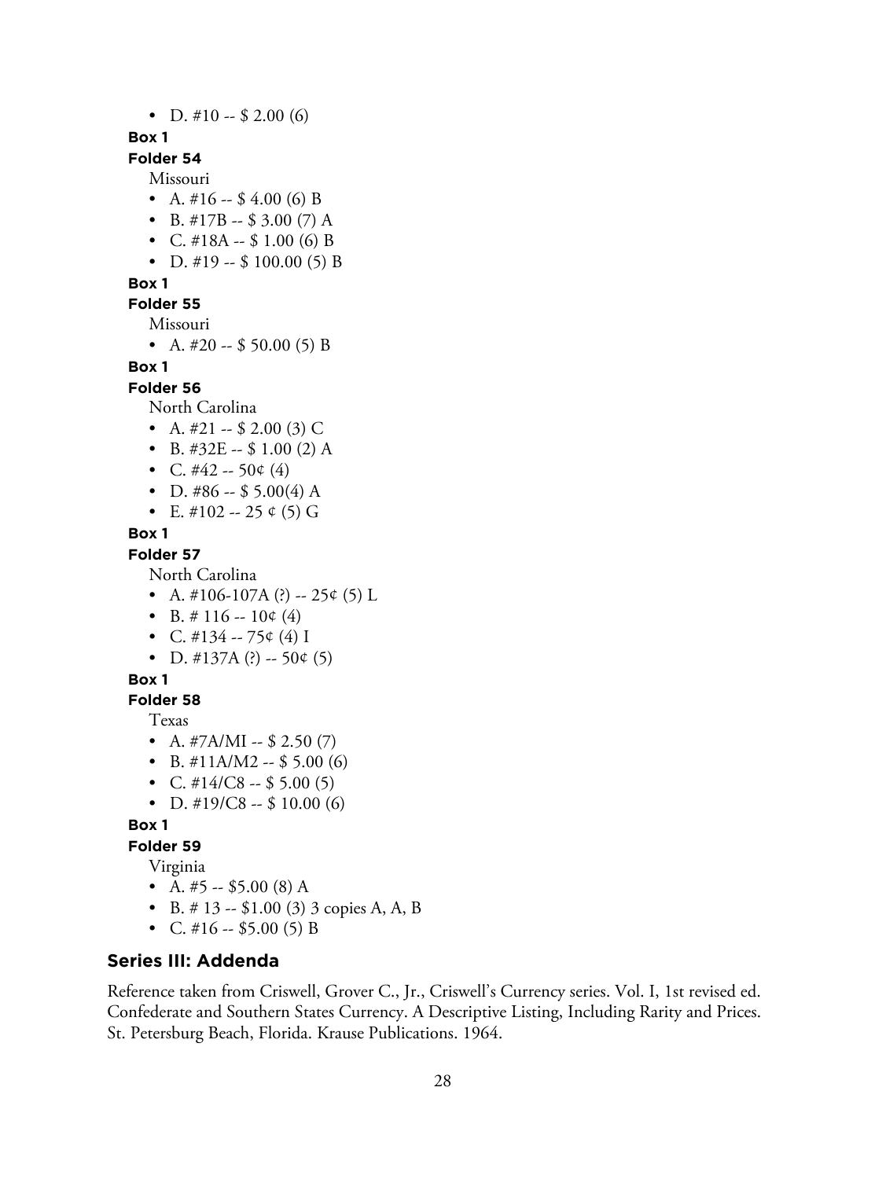- D. #10 -- $ 2.00 (6)

**Box 1**

**Folder 54**

Missouri

- A. #16 -- $ 4.00 (6) B
- B. #17B -- $ 3.00 (7) A
- C. #18A -- $ 1.00 (6) B
- D. #19 -- $ 100.00 (5) B

**Box 1**

**Folder 55**

Missouri

- A. #20 -- $ 50.00 (5) B

**Box 1**

**Folder 56**

North Carolina

- A. #21 -- $ 2.00 (3) C
- B. #32E -- $ 1.00 (2) A
- C. #42 -- 50¢ (4)
- D. #86 -- $ 5.00(4) A
- E. #102 -- 25 ¢ (5) G

**Box 1**

**Folder 57**

North Carolina

- A. #106-107A (?) -- 25¢ (5) L
- B. # 116 -- 10¢ (4)
- C. #134 -- 75¢ (4) I
- D. #137A (?) -- 50¢ (5)

**Box 1**

**Folder 58**

Texas

- A. #7A/MI -- $ 2.50 (7)
- B. #11A/M2 -- $ 5.00 (6)
- C. #14/C8 -- $ 5.00 (5)
- D. #19/C8 -- $ 10.00 (6)

**Box 1**

**Folder 59**

Virginia

- A. #5 -- $5.00 (8) A
- B. # 13 -- $1.00 (3) 3 copies A, A, B
- C. #16 -- $5.00 (5) B

## Series III: Addenda

Reference taken from Criswell, Grover C., Jr., Criswell's Currency series. Vol. I, 1st revised ed. Confederate and Southern States Currency. A Descriptive Listing, Including Rarity and Prices. St. Petersburg Beach, Florida. Krause Publications. 1964.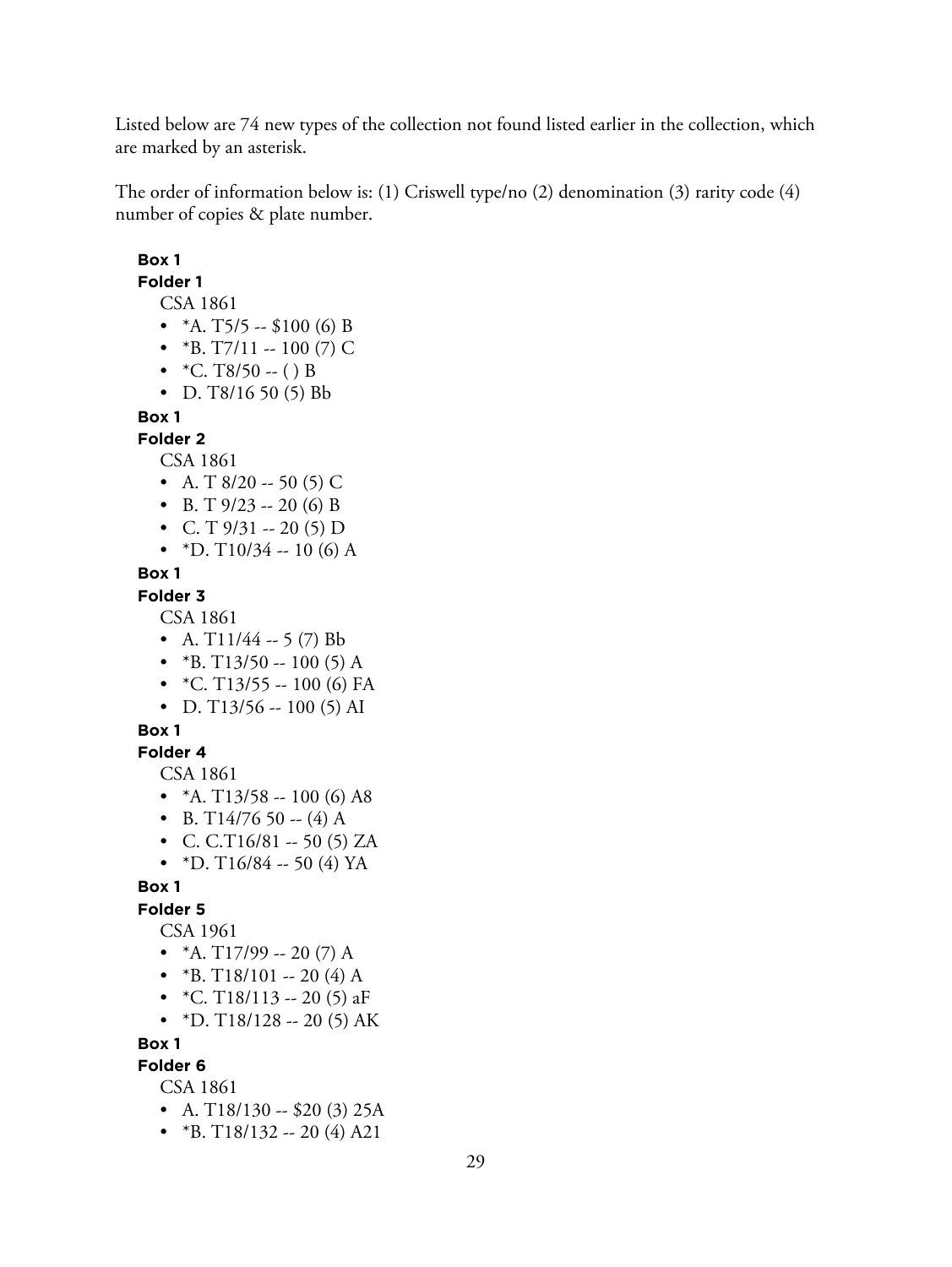Listed below are 74 new types of the collection not found listed earlier in the collection, which are marked by an asterisk.

The order of information below is: (1) Criswell type/no (2) denomination (3) rarity code (4) number of copies & plate number.

**Box 1**

**Folder 1**

CSA 1861

- *A. T5/5 -- $100 (6) B
- *B. T7/11 -- 100 (7) C
- *C. T8/50 -- ( ) B
- D. T8/16 50 (5) Bb

**Box 1**

**Folder 2**

CSA 1861

- A. T 8/20 -- 50 (5) C
- B. T 9/23 -- 20 (6) B
- C. T 9/31 -- 20 (5) D
- *D. T10/34 -- 10 (6) A

**Box 1**

**Folder 3**

CSA 1861

- A. T11/44 -- 5 (7) Bb
- *B. T13/50 -- 100 (5) A
- *C. T13/55 -- 100 (6) FA
- D. T13/56 -- 100 (5) AI

**Box 1**

**Folder 4**

CSA 1861

- *A. T13/58 -- 100 (6) A8
- B. T14/76 50 -- (4) A
- C. C.T16/81 -- 50 (5) ZA
- *D. T16/84 -- 50 (4) YA

**Box 1**

**Folder 5**

CSA 1961

- *A. T17/99 -- 20 (7) A
- *B. T18/101 -- 20 (4) A
- *C. T18/113 -- 20 (5) aF
- *D. T18/128 -- 20 (5) AK

**Box 1**

**Folder 6**

CSA 1861

- A. T18/130 -- $20 (3) 25A
- *B. T18/132 -- 20 (4) A21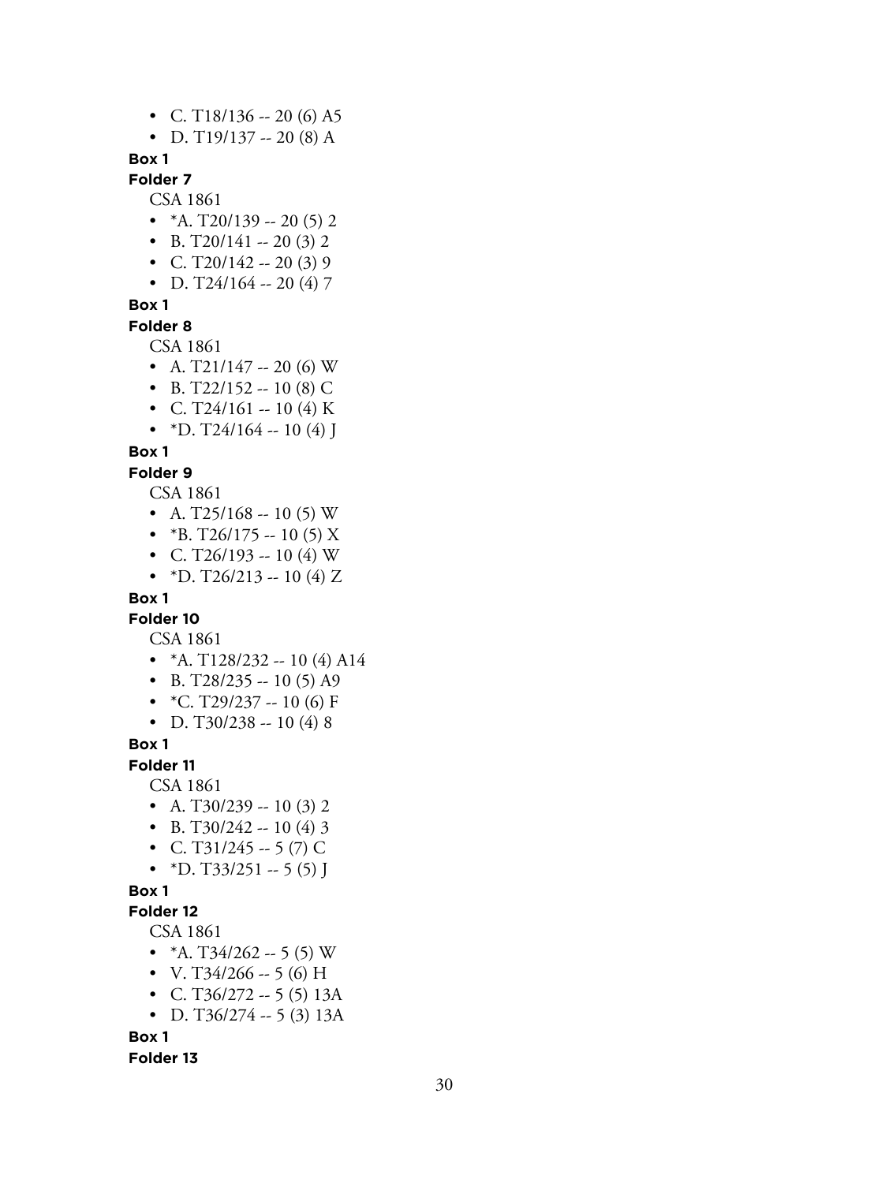- C. T18/136 -- 20 (6) A5
- D. T19/137 -- 20 (8) A

**Box 1**

**Folder 7**

CSA 1861

- *A. T20/139 -- 20 (5) 2
- B. T20/141 -- 20 (3) 2
- C. T20/142 -- 20 (3) 9
- D. T24/164 -- 20 (4) 7

**Box 1**

**Folder 8**

CSA 1861

- A. T21/147 -- 20 (6) W
- B. T22/152 -- 10 (8) C
- C. T24/161 -- 10 (4) K
- *D. T24/164 -- 10 (4) J

**Box 1**

**Folder 9**

CSA 1861

- A. T25/168 -- 10 (5) W
- *B. T26/175 -- 10 (5) X
- C. T26/193 -- 10 (4) W
- *D. T26/213 -- 10 (4) Z

**Box 1**

**Folder 10**

CSA 1861

- *A. T128/232 -- 10 (4) A14
- B. T28/235 -- 10 (5) A9
- *C. T29/237 -- 10 (6) F
- D. T30/238 -- 10 (4) 8

**Box 1**

**Folder 11**

CSA 1861

- A. T30/239 -- 10 (3) 2
- B. T30/242 -- 10 (4) 3
- C. T31/245 -- 5 (7) C
- *D. T33/251 -- 5 (5) J

**Box 1**

**Folder 12**

CSA 1861

- *A. T34/262 -- 5 (5) W
- V. T34/266 -- 5 (6) H
- C. T36/272 -- 5 (5) 13A
- D. T36/274 -- 5 (3) 13A

**Box 1**

**Folder 13**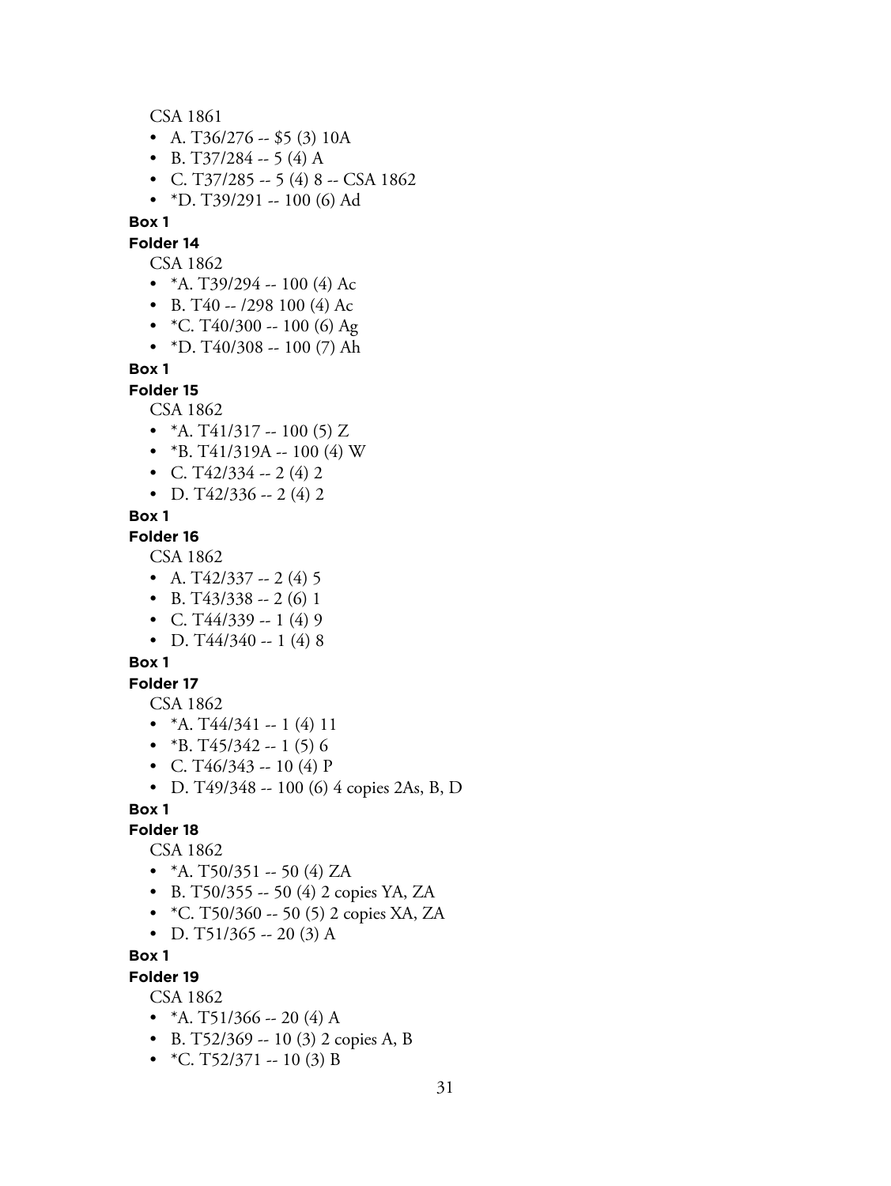CSA 1861

- A. T36/276 -- $5 (3) 10A
- B. T37/284 -- 5 (4) A
- C. T37/285 -- 5 (4) 8 -- CSA 1862
- *D. T39/291 -- 100 (6) Ad

**Box 1**

**Folder 14**

CSA 1862

- *A. T39/294 -- 100 (4) Ac
- B. T40 -- /298 100 (4) Ac
- *C. T40/300 -- 100 (6) Ag
- *D. T40/308 -- 100 (7) Ah

**Box 1**

**Folder 15**

CSA 1862

- *A. T41/317 -- 100 (5) Z
- *B. T41/319A -- 100 (4) W
- C. T42/334 -- 2 (4) 2
- D. T42/336 -- 2 (4) 2

**Box 1**

**Folder 16**

CSA 1862

- A. T42/337 -- 2 (4) 5
- B. T43/338 -- 2 (6) 1
- C. T44/339 -- 1 (4) 9
- D. T44/340 -- 1 (4) 8

**Box 1**

**Folder 17**

CSA 1862

- *A. T44/341 -- 1 (4) 11
- *B. T45/342 -- 1 (5) 6
- C. T46/343 -- 10 (4) P
- D. T49/348 -- 100 (6) 4 copies 2As, B, D

**Box 1**

**Folder 18**

CSA 1862

- *A. T50/351 -- 50 (4) ZA
- B. T50/355 -- 50 (4) 2 copies YA, ZA
- *C. T50/360 -- 50 (5) 2 copies XA, ZA
- D. T51/365 -- 20 (3) A

**Box 1**

**Folder 19**

CSA 1862

- *A. T51/366 -- 20 (4) A
- B. T52/369 -- 10 (3) 2 copies A, B
- *C. T52/371 -- 10 (3) B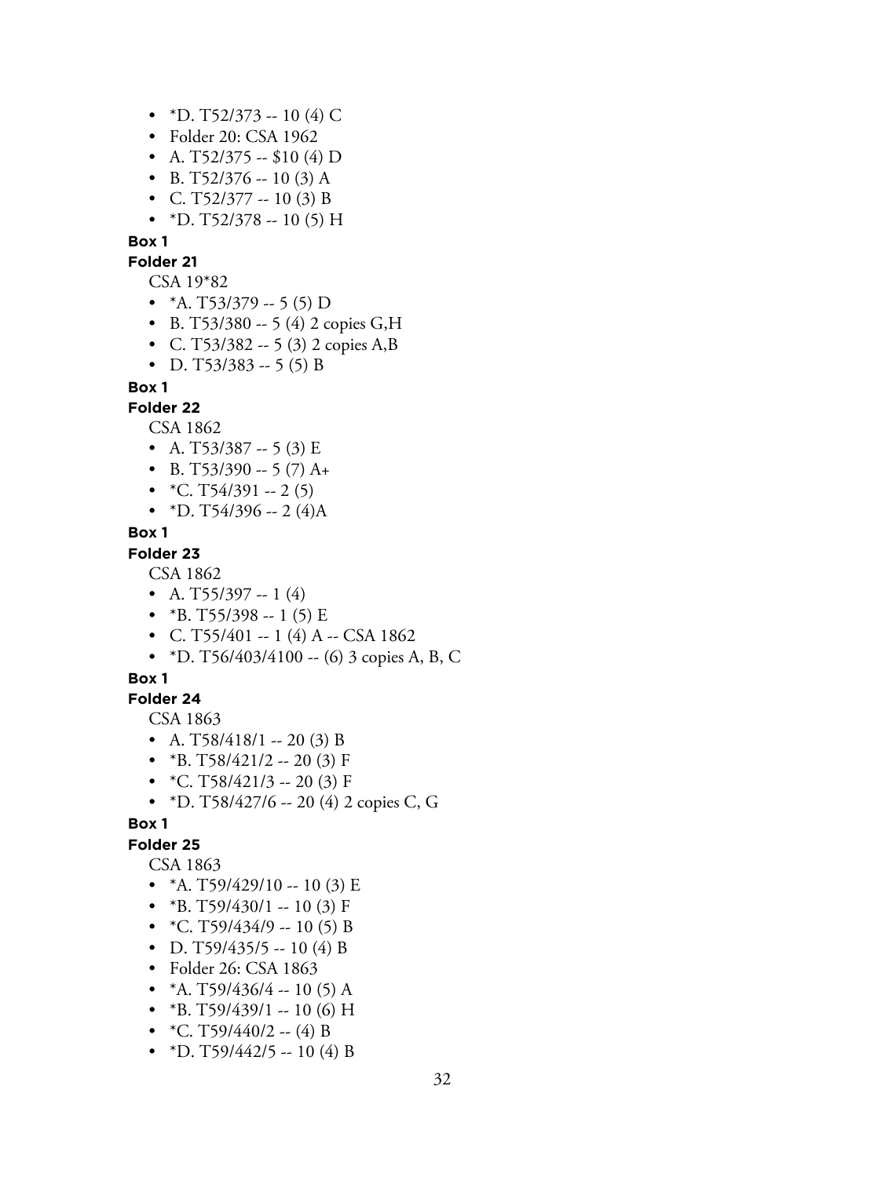- *D. T52/373 -- 10 (4) C
- Folder 20: CSA 1962
- A. T52/375 -- $10 (4) D
- B. T52/376 -- 10 (3) A
- C. T52/377 -- 10 (3) B
- *D. T52/378 -- 10 (5) H

**Box 1**

**Folder 21**

CSA 19*82

- *A. T53/379 -- 5 (5) D
- B. T53/380 -- 5 (4) 2 copies G,H
- C. T53/382 -- 5 (3) 2 copies A,B
- D. T53/383 -- 5 (5) B

**Box 1**

**Folder 22**

CSA 1862

- A. T53/387 -- 5 (3) E
- B. T53/390 -- 5 (7) A+
- *C. T54/391 -- 2 (5)
- *D. T54/396 -- 2 (4)A

**Box 1**

**Folder 23**

CSA 1862

- A. T55/397 -- 1 (4)
- *B. T55/398 -- 1 (5) E
- C. T55/401 -- 1 (4) A -- CSA 1862
- *D. T56/403/4100 -- (6) 3 copies A, B, C

**Box 1**

**Folder 24**

CSA 1863

- A. T58/418/1 -- 20 (3) B
- *B. T58/421/2 -- 20 (3) F
- *C. T58/421/3 -- 20 (3) F
- *D. T58/427/6 -- 20 (4) 2 copies C, G

**Box 1**

**Folder 25**

CSA 1863

- *A. T59/429/10 -- 10 (3) E
- *B. T59/430/1 -- 10 (3) F
- *C. T59/434/9 -- 10 (5) B
- D. T59/435/5 -- 10 (4) B
- Folder 26: CSA 1863
- *A. T59/436/4 -- 10 (5) A
- *B. T59/439/1 -- 10 (6) H
- *C. T59/440/2 -- (4) B
- *D. T59/442/5 -- 10 (4) B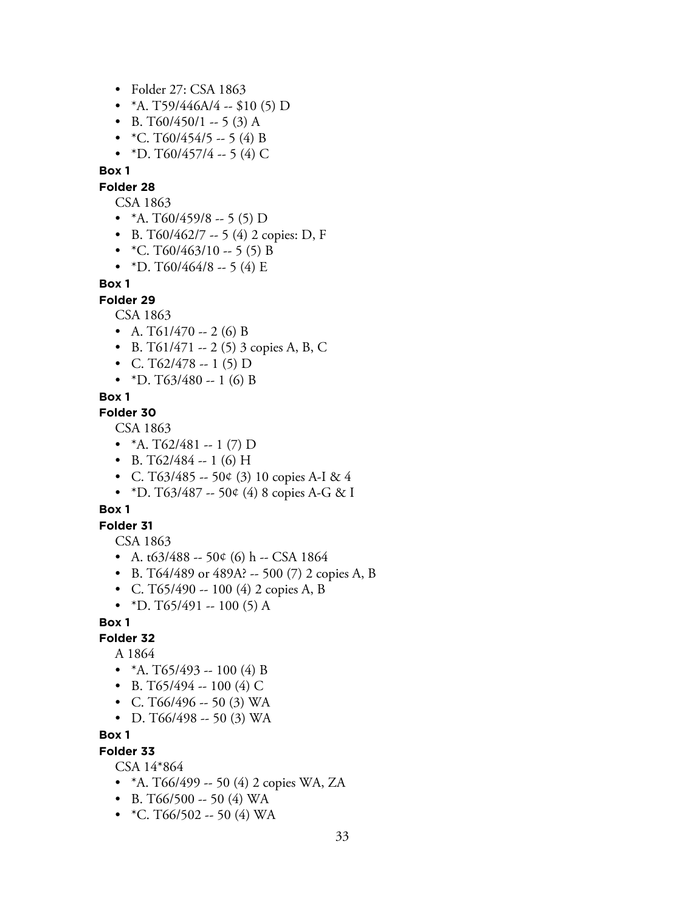- Folder 27: CSA 1863
- *A. T59/446A/4 -- $10 (5) D
- B. T60/450/1 -- 5 (3) A
- *C. T60/454/5 -- 5 (4) B
- *D. T60/457/4 -- 5 (4) C

**Box 1**

**Folder 28**

CSA 1863

- *A. T60/459/8 -- 5 (5) D
- B. T60/462/7 -- 5 (4) 2 copies: D, F
- *C. T60/463/10 -- 5 (5) B
- *D. T60/464/8 -- 5 (4) E

**Box 1**

**Folder 29**

CSA 1863

- A. T61/470 -- 2 (6) B
- B. T61/471 -- 2 (5) 3 copies A, B, C
- C. T62/478 -- 1 (5) D
- *D. T63/480 -- 1 (6) B

**Box 1**

**Folder 30**

CSA 1863

- *A. T62/481 -- 1 (7) D
- B. T62/484 -- 1 (6) H
- C. T63/485 -- 50¢ (3) 10 copies A-I & 4
- *D. T63/487 -- 50¢ (4) 8 copies A-G & I

**Box 1**

**Folder 31**

CSA 1863

- A. t63/488 -- 50¢ (6) h -- CSA 1864
- B. T64/489 or 489A? -- 500 (7) 2 copies A, B
- C. T65/490 -- 100 (4) 2 copies A, B
- *D. T65/491 -- 100 (5) A

**Box 1**

**Folder 32**

A 1864

- *A. T65/493 -- 100 (4) B
- B. T65/494 -- 100 (4) C
- C. T66/496 -- 50 (3) WA
- D. T66/498 -- 50 (3) WA

**Box 1**

**Folder 33**

CSA 14*864

- *A. T66/499 -- 50 (4) 2 copies WA, ZA
- B. T66/500 -- 50 (4) WA
- *C. T66/502 -- 50 (4) WA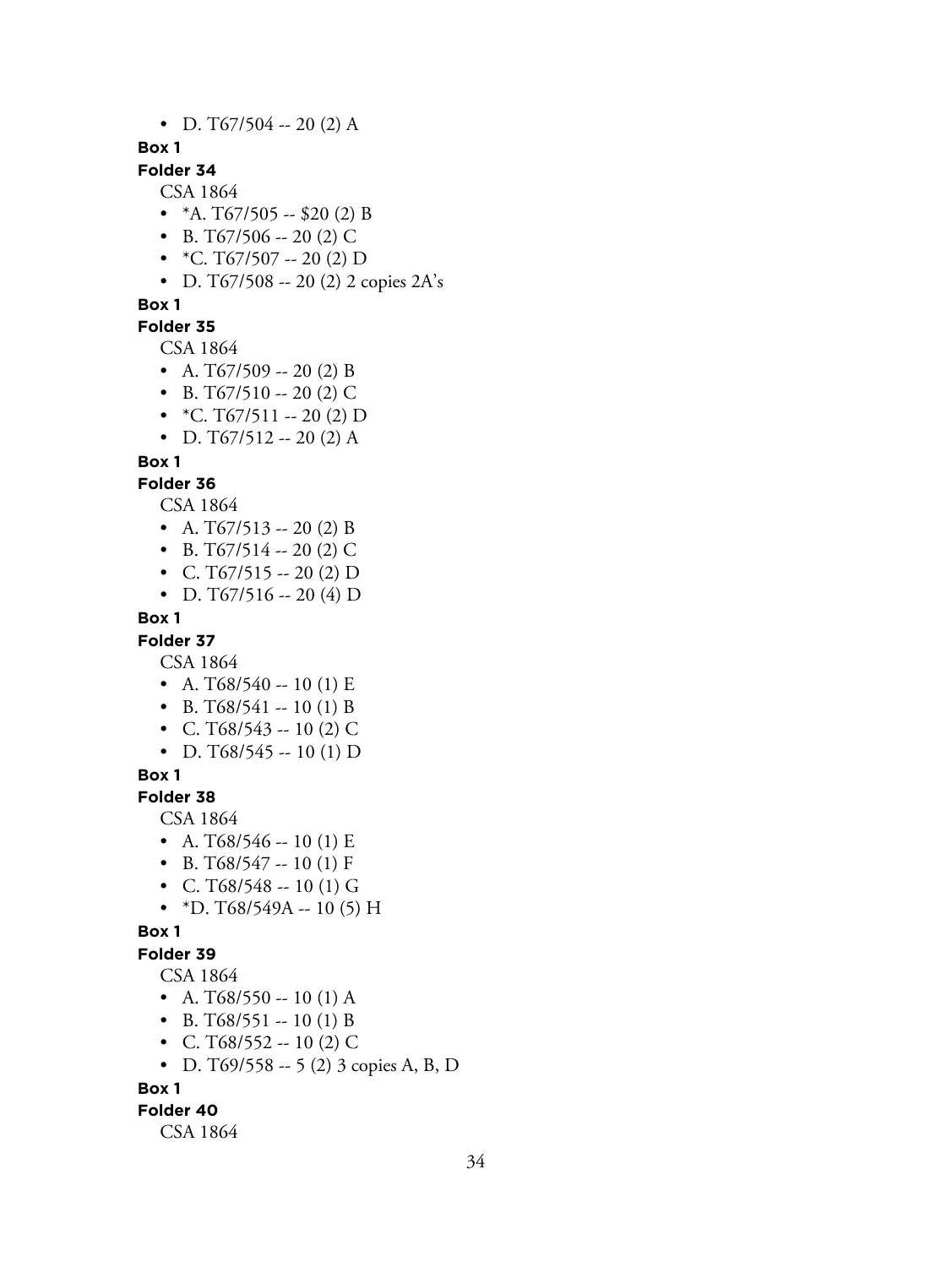- D. T67/504 -- 20 (2) A

**Box 1**

**Folder 34**

CSA 1864

- *A. T67/505 -- $20 (2) B
- B. T67/506 -- 20 (2) C
- *C. T67/507 -- 20 (2) D
- D. T67/508 -- 20 (2) 2 copies 2A's

**Box 1**

**Folder 35**

CSA 1864

- A. T67/509 -- 20 (2) B
- B. T67/510 -- 20 (2) C
- *C. T67/511 -- 20 (2) D
- D. T67/512 -- 20 (2) A

**Box 1**

**Folder 36**

CSA 1864

- A. T67/513 -- 20 (2) B
- B. T67/514 -- 20 (2) C
- C. T67/515 -- 20 (2) D
- D. T67/516 -- 20 (4) D

**Box 1**

**Folder 37**

CSA 1864

- A. T68/540 -- 10 (1) E
- B. T68/541 -- 10 (1) B
- C. T68/543 -- 10 (2) C
- D. T68/545 -- 10 (1) D

**Box 1**

**Folder 38**

CSA 1864

- A. T68/546 -- 10 (1) E
- B. T68/547 -- 10 (1) F
- C. T68/548 -- 10 (1) G
- *D. T68/549A -- 10 (5) H

**Box 1**

**Folder 39**

CSA 1864

- A. T68/550 -- 10 (1) A
- B. T68/551 -- 10 (1) B
- C. T68/552 -- 10 (2) C
- D. T69/558 -- 5 (2) 3 copies A, B, D

**Box 1**

**Folder 40**

CSA 1864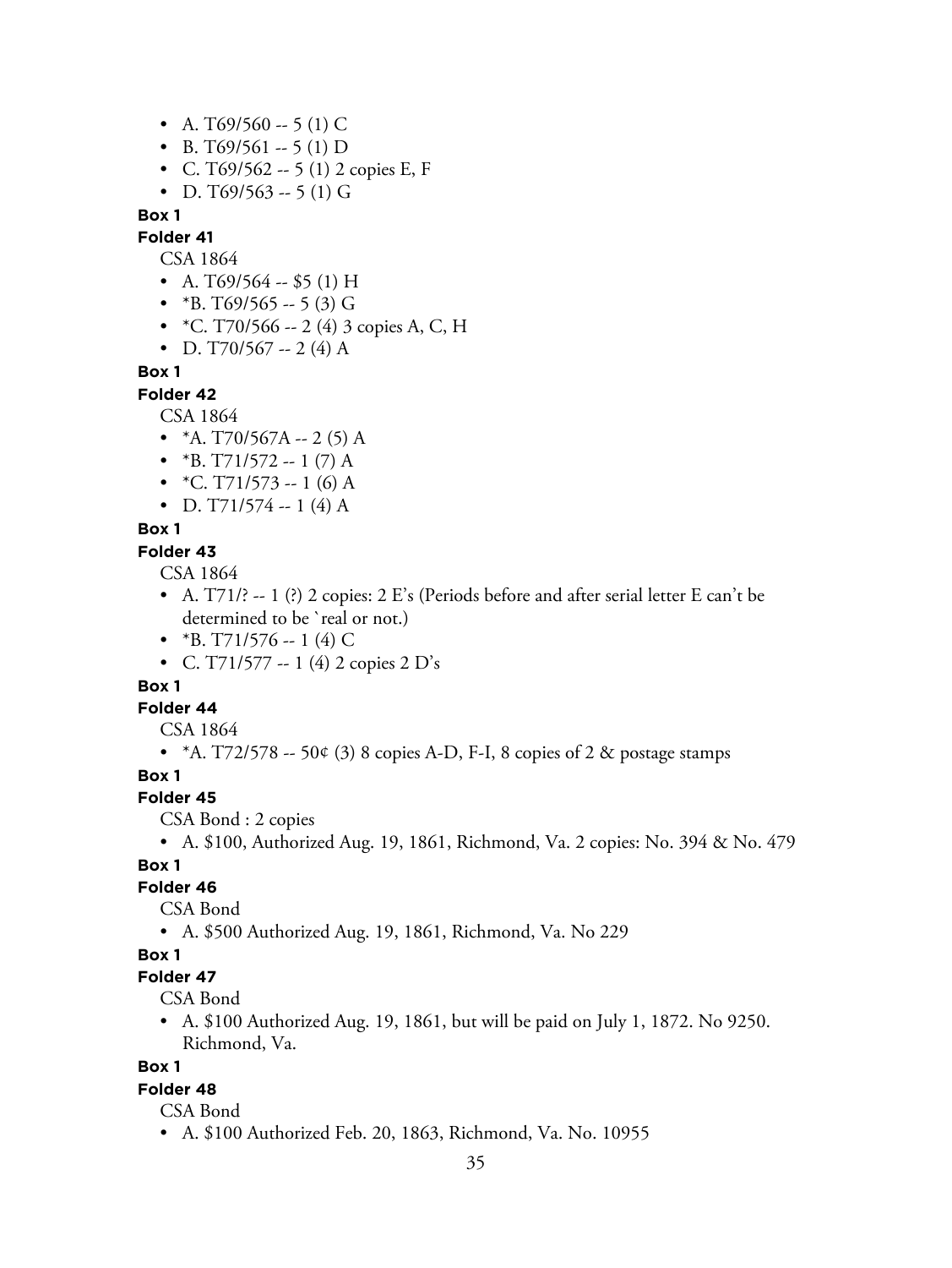- A. T69/560 -- 5 (1) C
- B. T69/561 -- 5 (1) D
- C. T69/562 -- 5 (1) 2 copies E, F
- D. T69/563 -- 5 (1) G

**Box 1**

**Folder 41**

CSA 1864

- A. T69/564 -- $5 (1) H
- *B. T69/565 -- 5 (3) G
- *C. T70/566 -- 2 (4) 3 copies A, C, H
- D. T70/567 -- 2 (4) A

**Box 1**

**Folder 42**

CSA 1864

- *A. T70/567A -- 2 (5) A
- *B. T71/572 -- 1 (7) A
- *C. T71/573 -- 1 (6) A
- D. T71/574 -- 1 (4) A

**Box 1**

**Folder 43**

CSA 1864

- A. T71/? -- 1 (?) 2 copies: 2 E's (Periods before and after serial letter E can't be determined to be `real or not.)
- *B. T71/576 -- 1 (4) C
- C. T71/577 -- 1 (4) 2 copies 2 D's

**Box 1**

**Folder 44**

CSA 1864

- *A. T72/578 -- 50¢ (3) 8 copies A-D, F-I, 8 copies of 2 & postage stamps

**Box 1**

**Folder 45**

CSA Bond : 2 copies

- A. $100, Authorized Aug. 19, 1861, Richmond, Va. 2 copies: No. 394 & No. 479

**Box 1**

**Folder 46**

CSA Bond

- A. $500 Authorized Aug. 19, 1861, Richmond, Va. No 229

**Box 1**

**Folder 47**

CSA Bond

- A. $100 Authorized Aug. 19, 1861, but will be paid on July 1, 1872. No 9250. Richmond, Va.

**Box 1**

**Folder 48**

CSA Bond

- A. $100 Authorized Feb. 20, 1863, Richmond, Va. No. 10955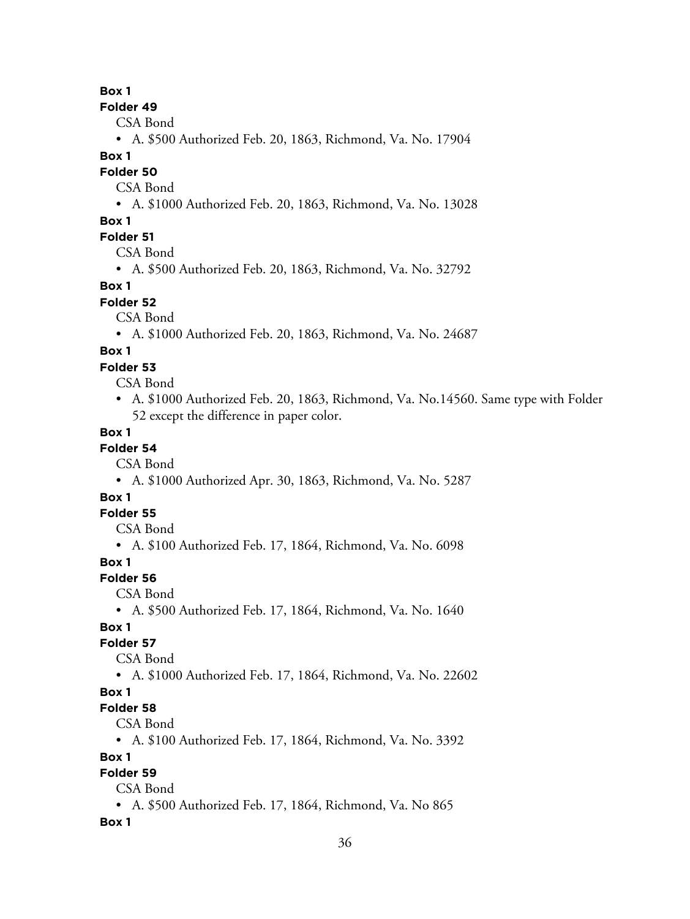**Box 1**

**Folder 49**

CSA Bond

- A. $500 Authorized Feb. 20, 1863, Richmond, Va. No. 17904

**Box 1**

**Folder 50**

CSA Bond

- A. $1000 Authorized Feb. 20, 1863, Richmond, Va. No. 13028

**Box 1**

**Folder 51**

CSA Bond

- A. $500 Authorized Feb. 20, 1863, Richmond, Va. No. 32792

**Box 1**

**Folder 52**

CSA Bond

- A. $1000 Authorized Feb. 20, 1863, Richmond, Va. No. 24687

**Box 1**

**Folder 53**

CSA Bond

- A. $1000 Authorized Feb. 20, 1863, Richmond, Va. No.14560. Same type with Folder 52 except the difference in paper color.

**Box 1**

**Folder 54**

CSA Bond

- A. $1000 Authorized Apr. 30, 1863, Richmond, Va. No. 5287

**Box 1**

**Folder 55**

CSA Bond

- A. $100 Authorized Feb. 17, 1864, Richmond, Va. No. 6098

**Box 1**

**Folder 56**

CSA Bond

- A. $500 Authorized Feb. 17, 1864, Richmond, Va. No. 1640

**Box 1**

**Folder 57**

CSA Bond

- A. $1000 Authorized Feb. 17, 1864, Richmond, Va. No. 22602

**Box 1**

**Folder 58**

CSA Bond

- A. $100 Authorized Feb. 17, 1864, Richmond, Va. No. 3392

**Box 1**

**Folder 59**

CSA Bond

- A. $500 Authorized Feb. 17, 1864, Richmond, Va. No 865

**Box 1**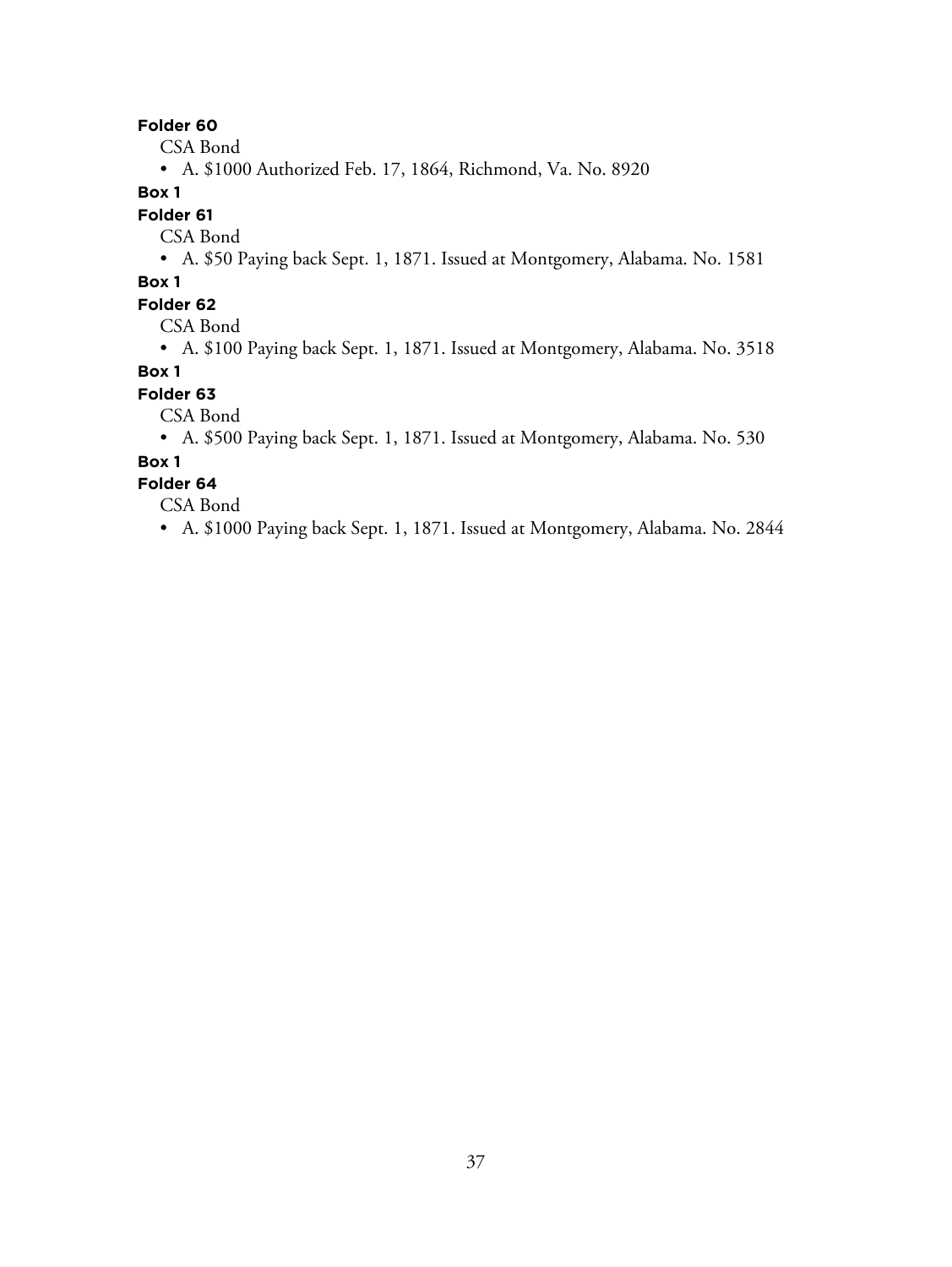**Folder 60**

CSA Bond

- A. $1000 Authorized Feb. 17, 1864, Richmond, Va. No. 8920

**Box 1**

**Folder 61**

CSA Bond

- A. $50 Paying back Sept. 1, 1871. Issued at Montgomery, Alabama. No. 1581

**Box 1**

**Folder 62**

CSA Bond

- A. $100 Paying back Sept. 1, 1871. Issued at Montgomery, Alabama. No. 3518

**Box 1**

**Folder 63**

CSA Bond

- A. $500 Paying back Sept. 1, 1871. Issued at Montgomery, Alabama. No. 530

**Box 1**

**Folder 64**

CSA Bond

- A. $1000 Paying back Sept. 1, 1871. Issued at Montgomery, Alabama. No. 2844